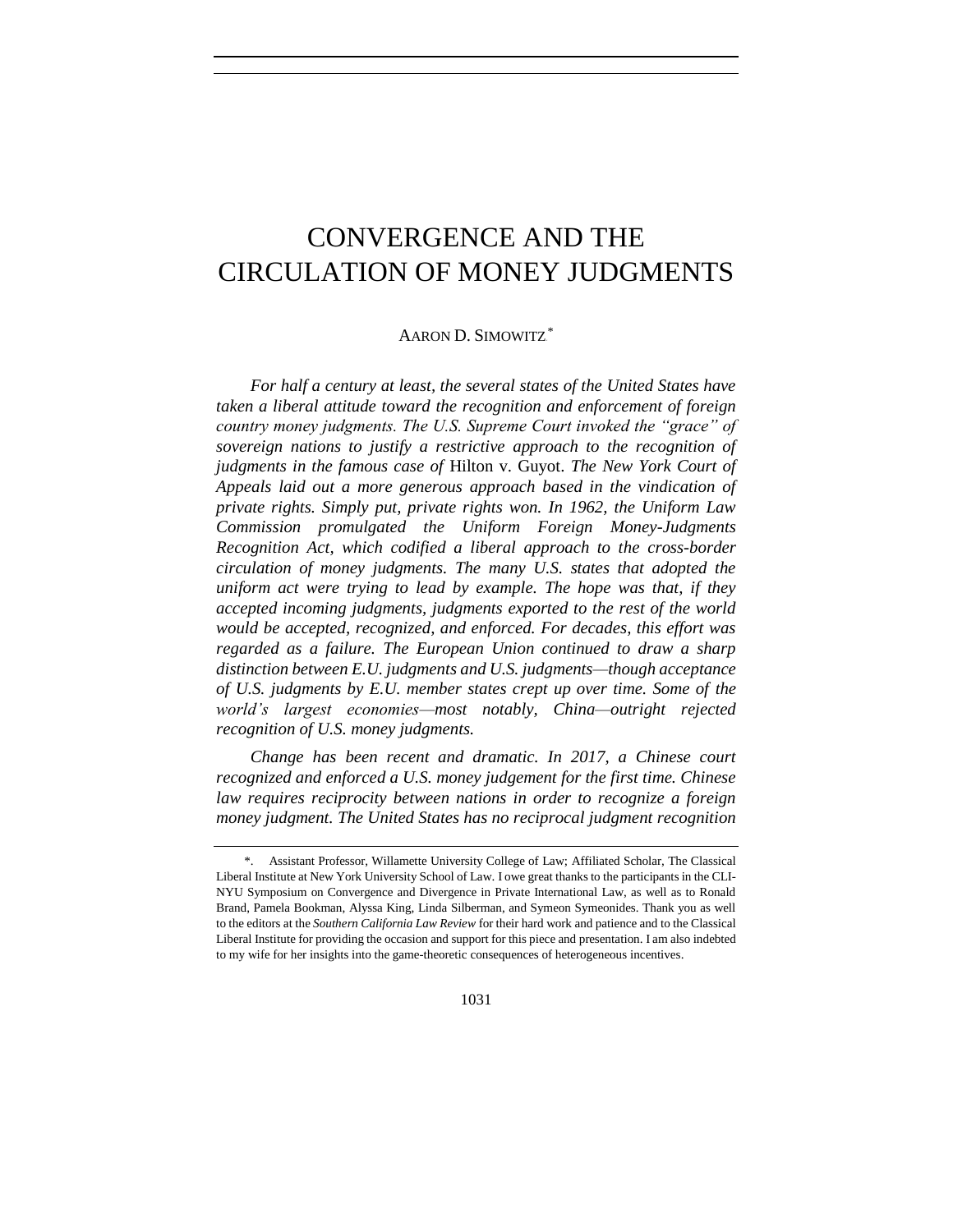# CONVERGENCE AND THE CIRCULATION OF MONEY JUDGMENTS

AARON D. SIMOWITZ[*]

*For half a century at least, the several states of the United States have taken a liberal attitude toward the recognition and enforcement of foreign country money judgments. The U.S. Supreme Court invoked the "grace" of sovereign nations to justify a restrictive approach to the recognition of judgments in the famous case of* Hilton v. Guyot. *The New York Court of Appeals laid out a more generous approach based in the vindication of private rights. Simply put, private rights won. In 1962, the Uniform Law Commission promulgated the Uniform Foreign Money-Judgments Recognition Act, which codified a liberal approach to the cross-border circulation of money judgments. The many U.S. states that adopted the uniform act were trying to lead by example. The hope was that, if they accepted incoming judgments, judgments exported to the rest of the world would be accepted, recognized, and enforced. For decades, this effort was regarded as a failure. The European Union continued to draw a sharp distinction between E.U. judgments and U.S. judgments—though acceptance of U.S. judgments by E.U. member states crept up over time. Some of the world's largest economies—most notably, China—outright rejected recognition of U.S. money judgments.*

*Change has been recent and dramatic. In 2017, a Chinese court recognized and enforced a U.S. money judgement for the first time. Chinese law requires reciprocity between nations in order to recognize a foreign money judgment. The United States has no reciprocal judgment recognition*

---

\*. Assistant Professor, Willamette University College of Law; Affiliated Scholar, The Classical Liberal Institute at New York University School of Law. I owe great thanks to the participants in the CLI-NYU Symposium on Convergence and Divergence in Private International Law, as well as to Ronald Brand, Pamela Bookman, Alyssa King, Linda Silberman, and Symeon Symeonides. Thank you as well to the editors at the *Southern California Law Review* for their hard work and patience and to the Classical Liberal Institute for providing the occasion and support for this piece and presentation. I am also indebted to my wife for her insights into the game-theoretic consequences of heterogeneous incentives.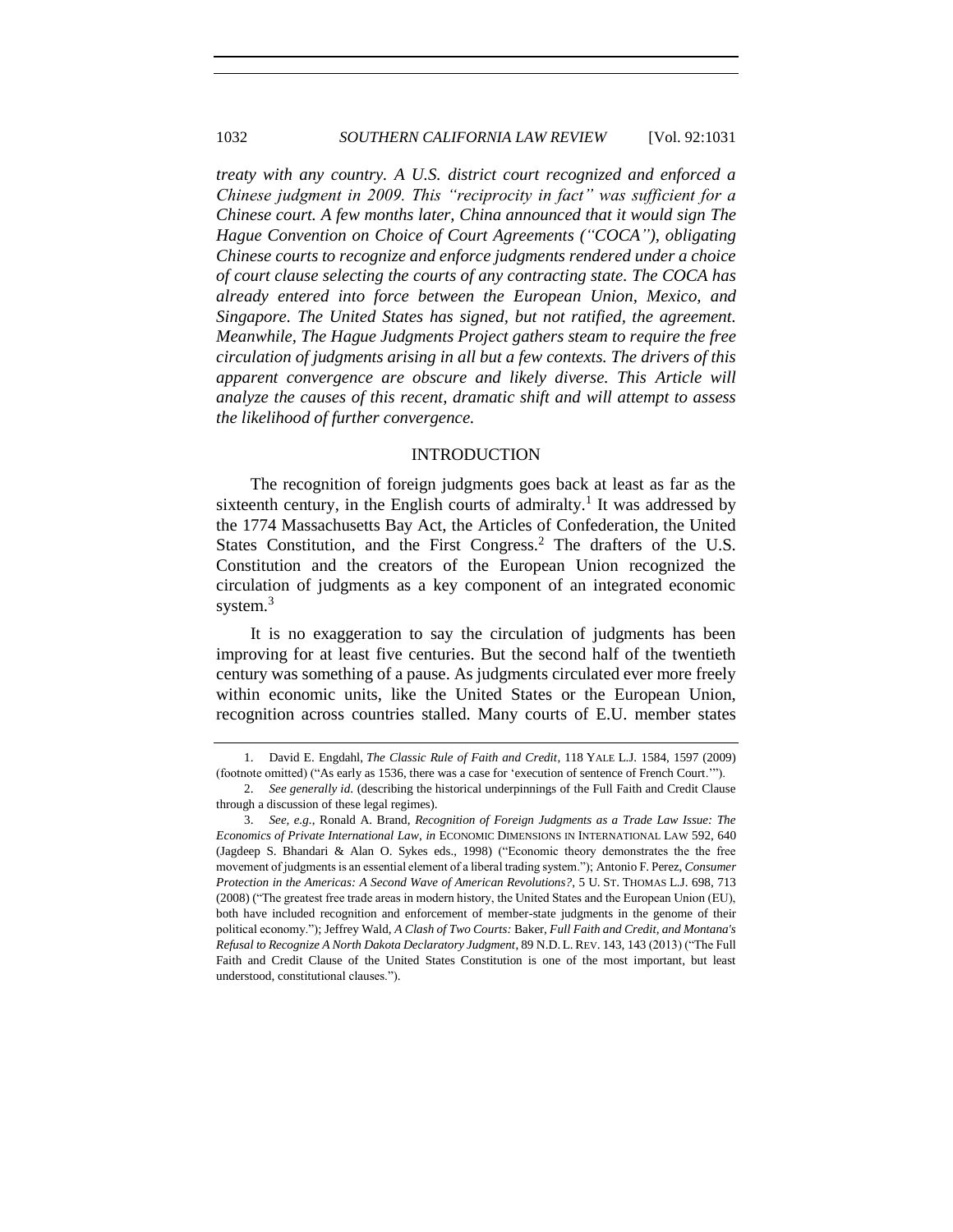*treaty with any country. A U.S. district court recognized and enforced a Chinese judgment in 2009. This "reciprocity in fact" was sufficient for a Chinese court. A few months later, China announced that it would sign The Hague Convention on Choice of Court Agreements ("COCA"), obligating Chinese courts to recognize and enforce judgments rendered under a choice of court clause selecting the courts of any contracting state. The COCA has already entered into force between the European Union, Mexico, and Singapore. The United States has signed, but not ratified, the agreement. Meanwhile, The Hague Judgments Project gathers steam to require the free circulation of judgments arising in all but a few contexts. The drivers of this apparent convergence are obscure and likely diverse. This Article will analyze the causes of this recent, dramatic shift and will attempt to assess the likelihood of further convergence.*

## INTRODUCTION

The recognition of foreign judgments goes back at least as far as the sixteenth century, in the English courts of admiralty.[1] It was addressed by the 1774 Massachusetts Bay Act, the Articles of Confederation, the United States Constitution, and the First Congress.[2] The drafters of the U.S. Constitution and the creators of the European Union recognized the circulation of judgments as a key component of an integrated economic system.[3]

It is no exaggeration to say the circulation of judgments has been improving for at least five centuries. But the second half of the twentieth century was something of a pause. As judgments circulated ever more freely within economic units, like the United States or the European Union, recognition across countries stalled. Many courts of E.U. member states

---

1. David E. Engdahl, *The Classic Rule of Faith and Credit*, 118 YALE L.J. 1584, 1597 (2009) (footnote omitted) ("As early as 1536, there was a case for 'execution of sentence of French Court.'").

2. *See generally id.* (describing the historical underpinnings of the Full Faith and Credit Clause through a discussion of these legal regimes).

3. *See, e.g.*, Ronald A. Brand, *Recognition of Foreign Judgments as a Trade Law Issue: The Economics of Private International Law*, *in* ECONOMIC DIMENSIONS IN INTERNATIONAL LAW 592, 640 (Jagdeep S. Bhandari & Alan O. Sykes eds., 1998) ("Economic theory demonstrates the the free movement of judgments is an essential element of a liberal trading system."); Antonio F. Perez, *Consumer Protection in the Americas: A Second Wave of American Revolutions?*, 5 U. ST. THOMAS L.J. 698, 713 (2008) ("The greatest free trade areas in modern history, the United States and the European Union (EU), both have included recognition and enforcement of member-state judgments in the genome of their political economy."); Jeffrey Wald, *A Clash of Two Courts:* Baker, *Full Faith and Credit, and Montana's Refusal to Recognize A North Dakota Declaratory Judgment*, 89 N.D. L. REV. 143, 143 (2013) ("The Full Faith and Credit Clause of the United States Constitution is one of the most important, but least understood, constitutional clauses.").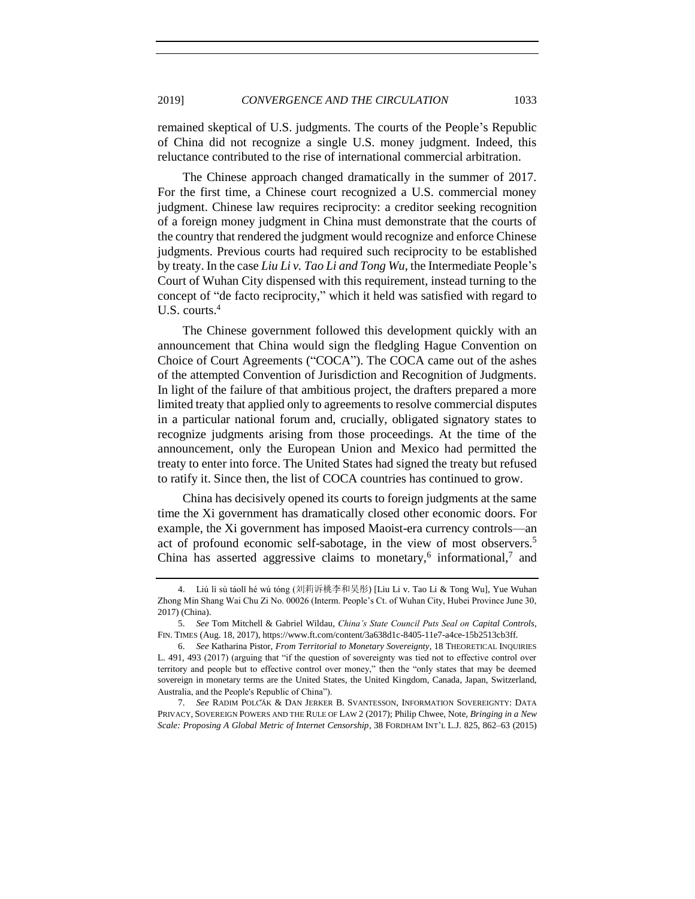remained skeptical of U.S. judgments. The courts of the People's Republic of China did not recognize a single U.S. money judgment. Indeed, this reluctance contributed to the rise of international commercial arbitration.

The Chinese approach changed dramatically in the summer of 2017. For the first time, a Chinese court recognized a U.S. commercial money judgment. Chinese law requires reciprocity: a creditor seeking recognition of a foreign money judgment in China must demonstrate that the courts of the country that rendered the judgment would recognize and enforce Chinese judgments. Previous courts had required such reciprocity to be established by treaty. In the case *Liu Li v. Tao Li and Tong Wu*, the Intermediate People's Court of Wuhan City dispensed with this requirement, instead turning to the concept of "de facto reciprocity," which it held was satisfied with regard to U.S. courts.[4]

The Chinese government followed this development quickly with an announcement that China would sign the fledgling Hague Convention on Choice of Court Agreements ("COCA"). The COCA came out of the ashes of the attempted Convention of Jurisdiction and Recognition of Judgments. In light of the failure of that ambitious project, the drafters prepared a more limited treaty that applied only to agreements to resolve commercial disputes in a particular national forum and, crucially, obligated signatory states to recognize judgments arising from those proceedings. At the time of the announcement, only the European Union and Mexico had permitted the treaty to enter into force. The United States had signed the treaty but refused to ratify it. Since then, the list of COCA countries has continued to grow.

China has decisively opened its courts to foreign judgments at the same time the Xi government has dramatically closed other economic doors. For example, the Xi government has imposed Maoist-era currency controls—an act of profound economic self-sabotage, in the view of most observers.[5] China has asserted aggressive claims to monetary,[6] informational,[7] and

---

4. Liú lì sù táolǐ hé wú tóng (刘莉诉桃李和吴彤) [Liu Li v. Tao Li & Tong Wu], Yue Wuhan Zhong Min Shang Wai Chu Zi No. 00026 (Interm. People's Ct. of Wuhan City, Hubei Province June 30, 2017) (China).

5. *See* Tom Mitchell & Gabriel Wildau, *China's State Council Puts Seal on Capital Controls*, FIN. TIMES (Aug. 18, 2017), https://www.ft.com/content/3a638d1c-8405-11e7-a4ce-15b2513cb3ff.

6. *See* Katharina Pistor, *From Territorial to Monetary Sovereignty*, 18 THEORETICAL INQUIRIES L. 491, 493 (2017) (arguing that "if the question of sovereignty was tied not to effective control over territory and people but to effective control over money," then the "only states that may be deemed sovereign in monetary terms are the United States, the United Kingdom, Canada, Japan, Switzerland, Australia, and the People's Republic of China").

7. *See* RADIM POLČÁK & DAN JERKER B. SVANTESSON, INFORMATION SOVEREIGNTY: DATA PRIVACY, SOVEREIGN POWERS AND THE RULE OF LAW 2 (2017); Philip Chwee, Note, *Bringing in a New Scale: Proposing A Global Metric of Internet Censorship*, 38 FORDHAM INT'L L.J. 825, 862–63 (2015)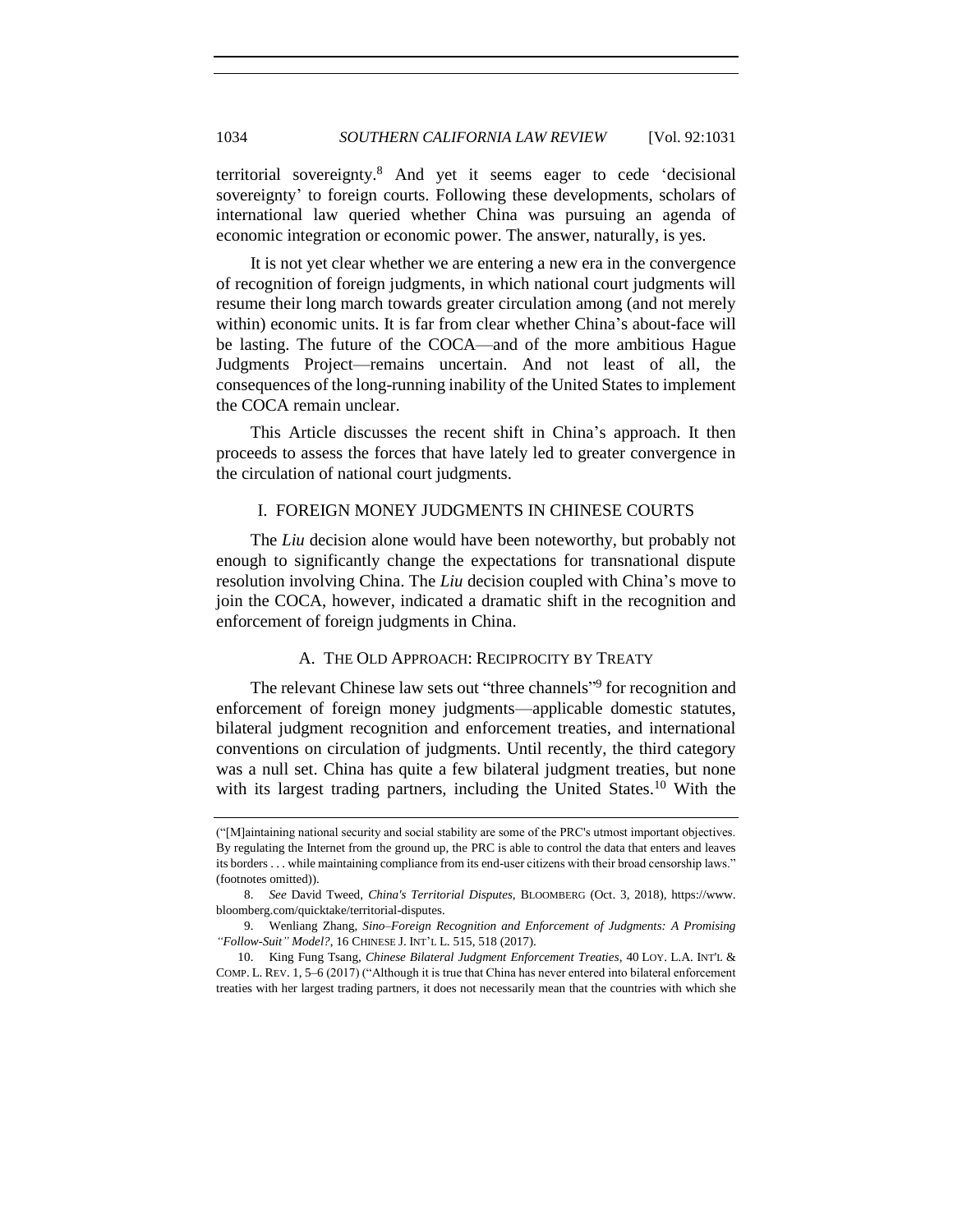territorial sovereignty.[8] And yet it seems eager to cede 'decisional sovereignty' to foreign courts. Following these developments, scholars of international law queried whether China was pursuing an agenda of economic integration or economic power. The answer, naturally, is yes.

It is not yet clear whether we are entering a new era in the convergence of recognition of foreign judgments, in which national court judgments will resume their long march towards greater circulation among (and not merely within) economic units. It is far from clear whether China's about-face will be lasting. The future of the COCA—and of the more ambitious Hague Judgments Project—remains uncertain. And not least of all, the consequences of the long-running inability of the United States to implement the COCA remain unclear.

This Article discusses the recent shift in China's approach. It then proceeds to assess the forces that have lately led to greater convergence in the circulation of national court judgments.

## I. FOREIGN MONEY JUDGMENTS IN CHINESE COURTS

The *Liu* decision alone would have been noteworthy, but probably not enough to significantly change the expectations for transnational dispute resolution involving China. The *Liu* decision coupled with China's move to join the COCA, however, indicated a dramatic shift in the recognition and enforcement of foreign judgments in China.

### A. THE OLD APPROACH: RECIPROCITY BY TREATY

The relevant Chinese law sets out "three channels"[9] for recognition and enforcement of foreign money judgments—applicable domestic statutes, bilateral judgment recognition and enforcement treaties, and international conventions on circulation of judgments. Until recently, the third category was a null set. China has quite a few bilateral judgment treaties, but none with its largest trading partners, including the United States.[10] With the

---

("[M]aintaining national security and social stability are some of the PRC's utmost important objectives. By regulating the Internet from the ground up, the PRC is able to control the data that enters and leaves its borders . . . while maintaining compliance from its end-user citizens with their broad censorship laws." (footnotes omitted)).

8. *See* David Tweed, *China's Territorial Disputes*, BLOOMBERG (Oct. 3, 2018), https://www.bloomberg.com/quicktake/territorial-disputes.

9. Wenliang Zhang, *Sino–Foreign Recognition and Enforcement of Judgments: A Promising "Follow-Suit" Model?*, 16 CHINESE J. INT'L L. 515, 518 (2017).

10. King Fung Tsang, *Chinese Bilateral Judgment Enforcement Treaties*, 40 LOY. L.A. INT'L & COMP. L. REV. 1, 5–6 (2017) ("Although it is true that China has never entered into bilateral enforcement treaties with her largest trading partners, it does not necessarily mean that the countries with which she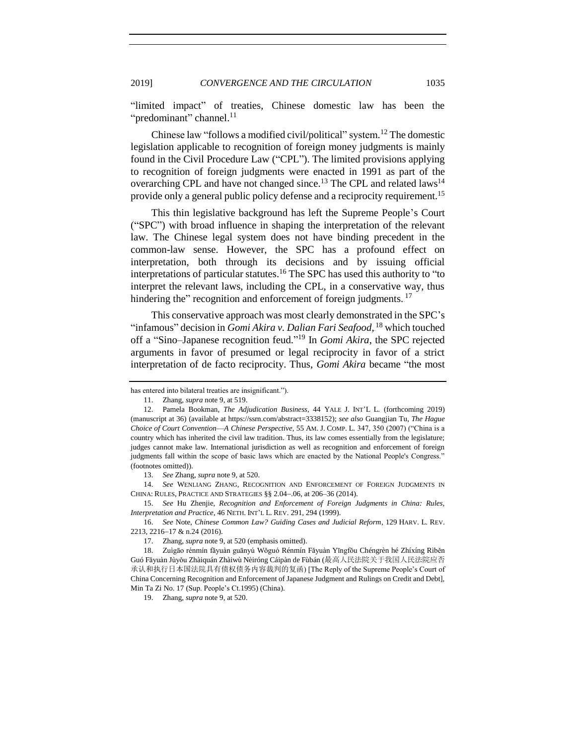"limited impact" of treaties, Chinese domestic law has been the "predominant" channel.[11]

Chinese law "follows a modified civil/political" system.[12] The domestic legislation applicable to recognition of foreign money judgments is mainly found in the Civil Procedure Law ("CPL"). The limited provisions applying to recognition of foreign judgments were enacted in 1991 as part of the overarching CPL and have not changed since.[13] The CPL and related laws[14] provide only a general public policy defense and a reciprocity requirement.[15]

This thin legislative background has left the Supreme People's Court ("SPC") with broad influence in shaping the interpretation of the relevant law. The Chinese legal system does not have binding precedent in the common-law sense. However, the SPC has a profound effect on interpretation, both through its decisions and by issuing official interpretations of particular statutes.[16] The SPC has used this authority to "to interpret the relevant laws, including the CPL, in a conservative way, thus hindering the" recognition and enforcement of foreign judgments.[17]

This conservative approach was most clearly demonstrated in the SPC's "infamous" decision in *Gomi Akira v. Dalian Fari Seafood*,[18] which touched off a "Sino–Japanese recognition feud."[19] In *Gomi Akira*, the SPC rejected arguments in favor of presumed or legal reciprocity in favor of a strict interpretation of de facto reciprocity. Thus, *Gomi Akira* became "the most

---

has entered into bilateral treaties are insignificant.").

11. Zhang, *supra* note 9, at 519.

12. Pamela Bookman, *The Adjudication Business*, 44 YALE J. INT'L L. (forthcoming 2019) (manuscript at 36) (available at https://ssrn.com/abstract=3338152); *see also* Guangjian Tu, *The Hague Choice of Court Convention—A Chinese Perspective*, 55 AM. J. COMP. L. 347, 350 (2007) ("China is a country which has inherited the civil law tradition. Thus, its law comes essentially from the legislature; judges cannot make law. International jurisdiction as well as recognition and enforcement of foreign judgments fall within the scope of basic laws which are enacted by the National People's Congress." (footnotes omitted)).

13. *See* Zhang, *supra* note 9, at 520.

14. *See* WENLIANG ZHANG, RECOGNITION AND ENFORCEMENT OF FOREIGN JUDGMENTS IN CHINA: RULES, PRACTICE AND STRATEGIES §§ 2.04–.06, at 206–36 (2014).

15. *See* Hu Zhenjie, *Recognition and Enforcement of Foreign Judgments in China: Rules, Interpretation and Practice*, 46 NETH. INT'L L. REV. 291, 294 (1999).

16. *See* Note, *Chinese Common Law? Guiding Cases and Judicial Reform*, 129 HARV. L. REV. 2213, 2216–17 & n.24 (2016).

17. Zhang, *supra* note 9, at 520 (emphasis omitted).

18. Zuìgāo rénmín fǎyuàn guānyú Wǒguó Rénmín Fǎyuàn Yīngfǒu Chéngrèn hé Zhíxíng Rìběn Guó Fǎyuàn Jùyǒu Zhàiquán Zhàiwù Nèiróng Cáipàn de Fùbán (最高人民法院关于我国人民法院应否承认和执行日本国法院具有债权债务内容裁判的复函) [The Reply of the Supreme People's Court of China Concerning Recognition and Enforcement of Japanese Judgment and Rulings on Credit and Debt], Min Ta Zi No. 17 (Sup. People's Ct.1995) (China).

19. Zhang, *supra* note 9, at 520.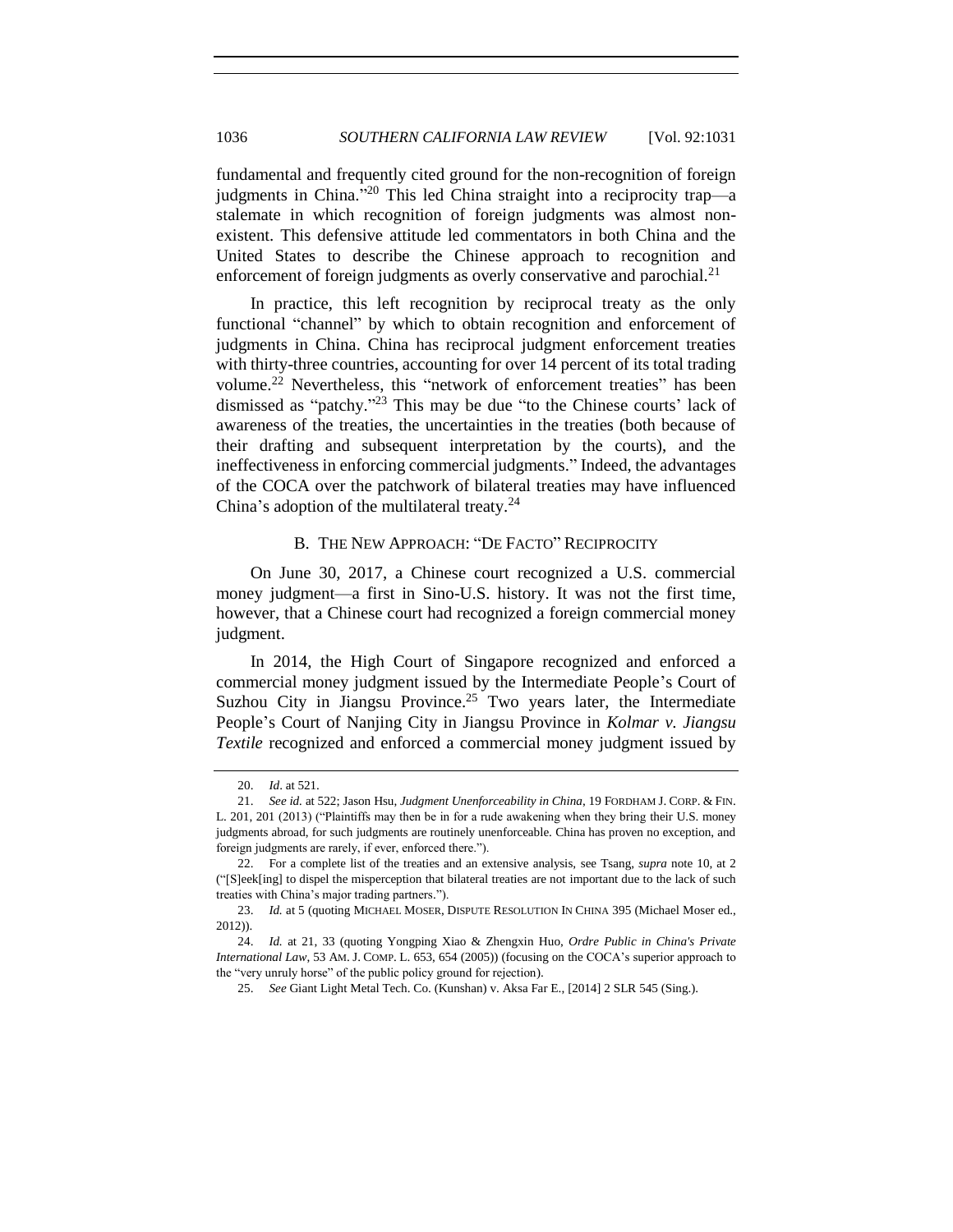fundamental and frequently cited ground for the non-recognition of foreign judgments in China."[20] This led China straight into a reciprocity trap—a stalemate in which recognition of foreign judgments was almost non-existent. This defensive attitude led commentators in both China and the United States to describe the Chinese approach to recognition and enforcement of foreign judgments as overly conservative and parochial.[21]

In practice, this left recognition by reciprocal treaty as the only functional "channel" by which to obtain recognition and enforcement of judgments in China. China has reciprocal judgment enforcement treaties with thirty-three countries, accounting for over 14 percent of its total trading volume.[22] Nevertheless, this "network of enforcement treaties" has been dismissed as "patchy."[23] This may be due "to the Chinese courts' lack of awareness of the treaties, the uncertainties in the treaties (both because of their drafting and subsequent interpretation by the courts), and the ineffectiveness in enforcing commercial judgments." Indeed, the advantages of the COCA over the patchwork of bilateral treaties may have influenced China's adoption of the multilateral treaty.[24]

### B. THE NEW APPROACH: "DE FACTO" RECIPROCITY

On June 30, 2017, a Chinese court recognized a U.S. commercial money judgment—a first in Sino-U.S. history. It was not the first time, however, that a Chinese court had recognized a foreign commercial money judgment.

In 2014, the High Court of Singapore recognized and enforced a commercial money judgment issued by the Intermediate People's Court of Suzhou City in Jiangsu Province.[25] Two years later, the Intermediate People's Court of Nanjing City in Jiangsu Province in *Kolmar v. Jiangsu Textile* recognized and enforced a commercial money judgment issued by

---

20. *Id*. at 521.

21. *See id.* at 522; Jason Hsu, *Judgment Unenforceability in China*, 19 FORDHAM J. CORP. & FIN. L. 201, 201 (2013) ("Plaintiffs may then be in for a rude awakening when they bring their U.S. money judgments abroad, for such judgments are routinely unenforceable. China has proven no exception, and foreign judgments are rarely, if ever, enforced there.").

22. For a complete list of the treaties and an extensive analysis, see Tsang, *supra* note 10, at 2 ("[S]eek[ing] to dispel the misperception that bilateral treaties are not important due to the lack of such treaties with China's major trading partners.").

23. *Id.* at 5 (quoting MICHAEL MOSER, DISPUTE RESOLUTION IN CHINA 395 (Michael Moser ed., 2012)).

24. *Id.* at 21, 33 (quoting Yongping Xiao & Zhengxin Huo, *Ordre Public in China's Private International Law*, 53 AM. J. COMP. L. 653, 654 (2005)) (focusing on the COCA's superior approach to the "very unruly horse" of the public policy ground for rejection).

25. *See* Giant Light Metal Tech. Co. (Kunshan) v. Aksa Far E., [2014] 2 SLR 545 (Sing.).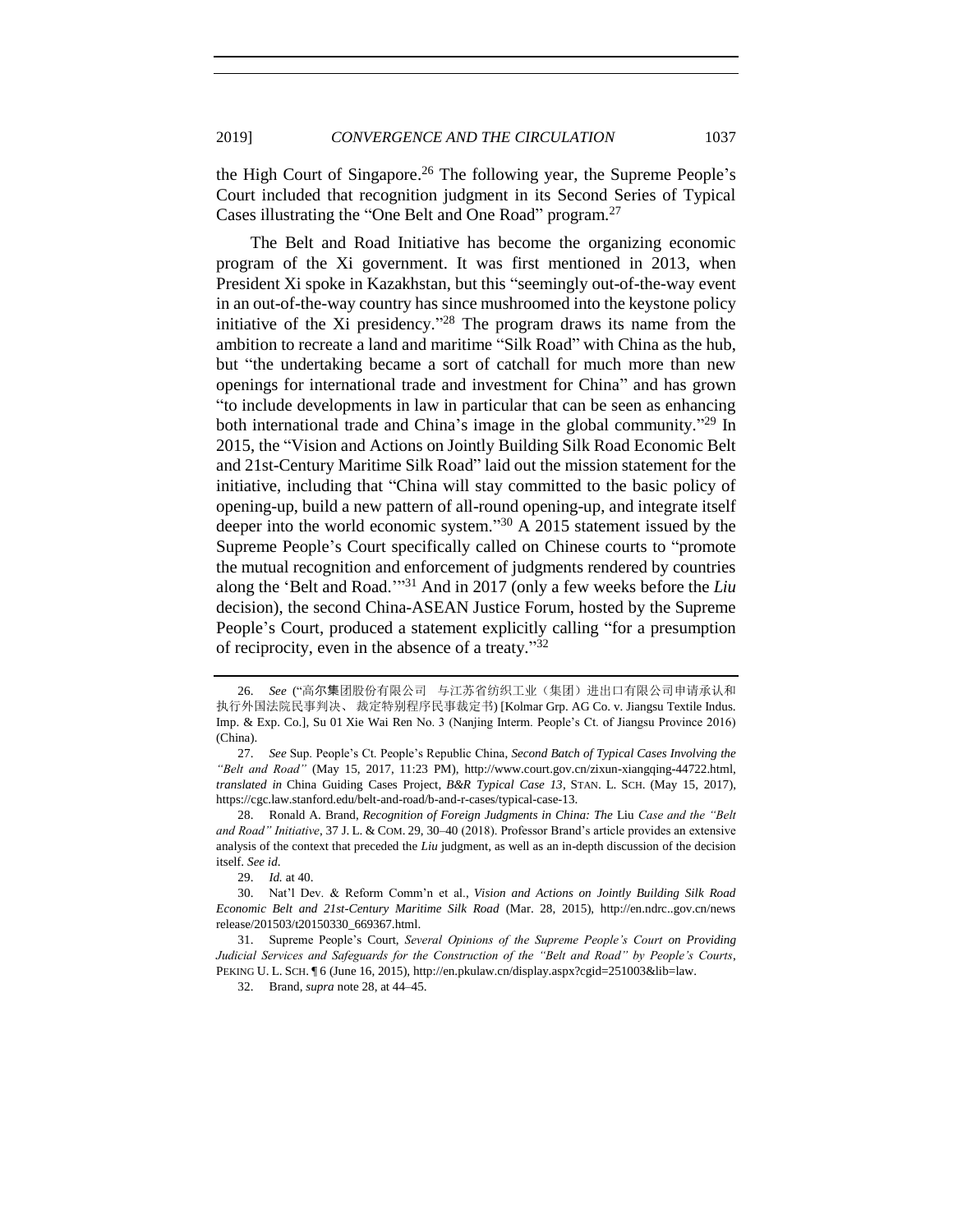the High Court of Singapore.[26] The following year, the Supreme People's Court included that recognition judgment in its Second Series of Typical Cases illustrating the "One Belt and One Road" program.[27]

The Belt and Road Initiative has become the organizing economic program of the Xi government. It was first mentioned in 2013, when President Xi spoke in Kazakhstan, but this "seemingly out-of-the-way event in an out-of-the-way country has since mushroomed into the keystone policy initiative of the Xi presidency."[28] The program draws its name from the ambition to recreate a land and maritime "Silk Road" with China as the hub, but "the undertaking became a sort of catchall for much more than new openings for international trade and investment for China" and has grown "to include developments in law in particular that can be seen as enhancing both international trade and China's image in the global community."[29] In 2015, the "Vision and Actions on Jointly Building Silk Road Economic Belt and 21st-Century Maritime Silk Road" laid out the mission statement for the initiative, including that "China will stay committed to the basic policy of opening-up, build a new pattern of all-round opening-up, and integrate itself deeper into the world economic system."[30] A 2015 statement issued by the Supreme People's Court specifically called on Chinese courts to "promote the mutual recognition and enforcement of judgments rendered by countries along the 'Belt and Road.'"[31] And in 2017 (only a few weeks before the *Liu* decision), the second China-ASEAN Justice Forum, hosted by the Supreme People's Court, produced a statement explicitly calling "for a presumption of reciprocity, even in the absence of a treaty."[32]

---

26. *See* ("高尔集团股份有限公司 与江苏省纺织工业（集团）进出口有限公司申请承认和执行外国法院民事判决、裁定特别程序民事裁定书) [Kolmar Grp. AG Co. v. Jiangsu Textile Indus. Imp. & Exp. Co.], Su 01 Xie Wai Ren No. 3 (Nanjing Interm. People's Ct. of Jiangsu Province 2016) (China).

27. *See* Sup. People's Ct. People's Republic China, *Second Batch of Typical Cases Involving the "Belt and Road"* (May 15, 2017, 11:23 PM), http://www.court.gov.cn/zixun-xiangqing-44722.html, *translated in* China Guiding Cases Project, *B&R Typical Case 13*, STAN. L. SCH. (May 15, 2017), https://cgc.law.stanford.edu/belt-and-road/b-and-r-cases/typical-case-13.

28. Ronald A. Brand, *Recognition of Foreign Judgments in China: The* Liu *Case and the "Belt and Road" Initiative*, 37 J. L. & COM. 29, 30–40 (2018). Professor Brand's article provides an extensive analysis of the context that preceded the *Liu* judgment, as well as an in-depth discussion of the decision itself. *See id.*

29. *Id.* at 40.

30. Nat'l Dev. & Reform Comm'n et al., *Vision and Actions on Jointly Building Silk Road Economic Belt and 21st-Century Maritime Silk Road* (Mar. 28, 2015), http://en.ndrc..gov.cn/news release/201503/t20150330_669367.html.

31. Supreme People's Court, *Several Opinions of the Supreme People's Court on Providing Judicial Services and Safeguards for the Construction of the "Belt and Road" by People's Courts*, PEKING U. L. SCH. ¶ 6 (June 16, 2015), http://en.pkulaw.cn/display.aspx?cgid=251003&lib=law.

32. Brand, *supra* note 28, at 44–45.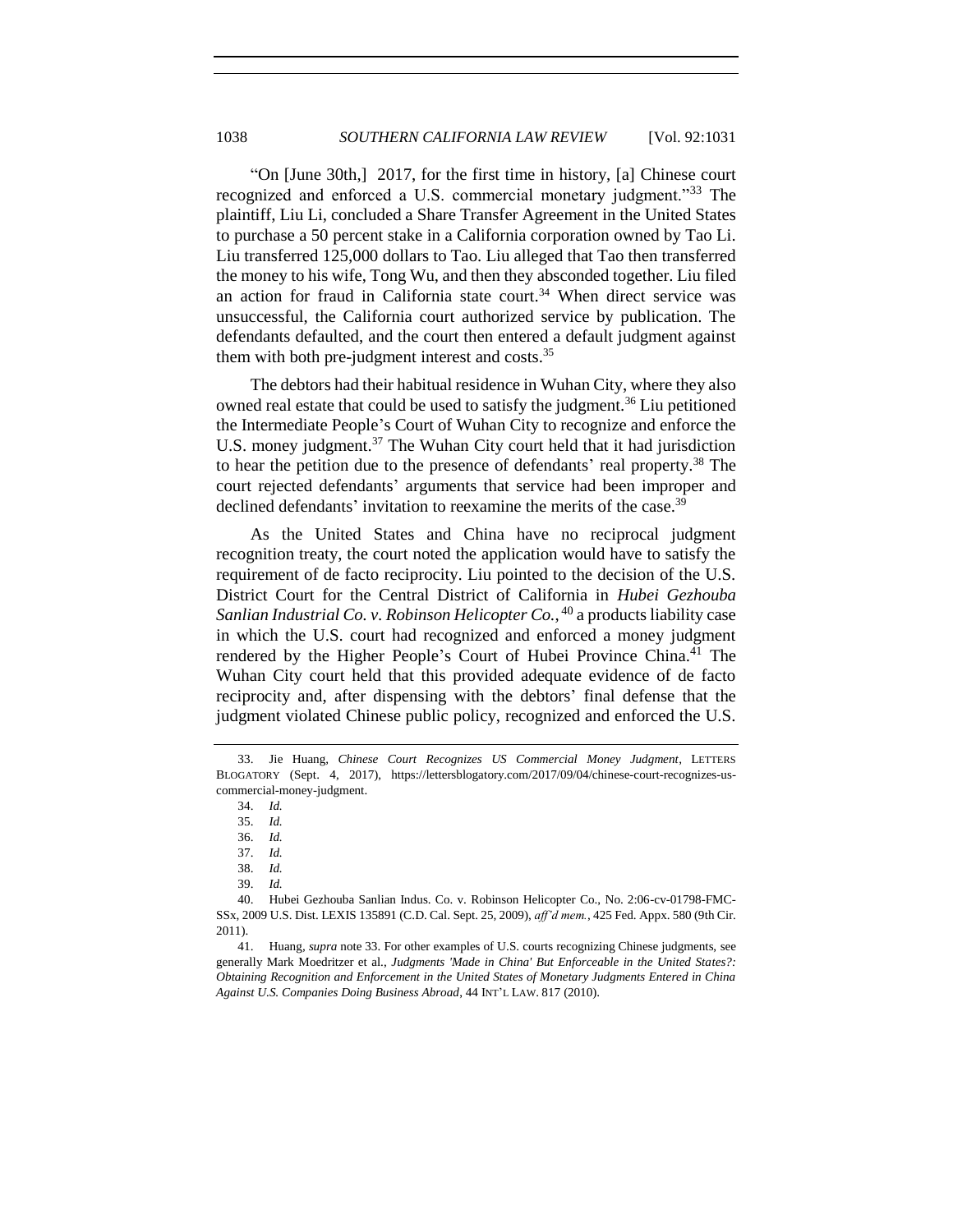"On [June 30th,] 2017, for the first time in history, [a] Chinese court recognized and enforced a U.S. commercial monetary judgment."[33] The plaintiff, Liu Li, concluded a Share Transfer Agreement in the United States to purchase a 50 percent stake in a California corporation owned by Tao Li. Liu transferred 125,000 dollars to Tao. Liu alleged that Tao then transferred the money to his wife, Tong Wu, and then they absconded together. Liu filed an action for fraud in California state court.[34] When direct service was unsuccessful, the California court authorized service by publication. The defendants defaulted, and the court then entered a default judgment against them with both pre-judgment interest and costs.[35]

The debtors had their habitual residence in Wuhan City, where they also owned real estate that could be used to satisfy the judgment.[36] Liu petitioned the Intermediate People's Court of Wuhan City to recognize and enforce the U.S. money judgment.[37] The Wuhan City court held that it had jurisdiction to hear the petition due to the presence of defendants' real property.[38] The court rejected defendants' arguments that service had been improper and declined defendants' invitation to reexamine the merits of the case.[39]

As the United States and China have no reciprocal judgment recognition treaty, the court noted the application would have to satisfy the requirement of de facto reciprocity. Liu pointed to the decision of the U.S. District Court for the Central District of California in *Hubei Gezhouba Sanlian Industrial Co. v. Robinson Helicopter Co.*,[40] a products liability case in which the U.S. court had recognized and enforced a money judgment rendered by the Higher People's Court of Hubei Province China.[41] The Wuhan City court held that this provided adequate evidence of de facto reciprocity and, after dispensing with the debtors' final defense that the judgment violated Chinese public policy, recognized and enforced the U.S.

---

33. Jie Huang, *Chinese Court Recognizes US Commercial Money Judgment*, LETTERS BLOGATORY (Sept. 4, 2017), https://lettersblogatory.com/2017/09/04/chinese-court-recognizes-us-commercial-money-judgment.

34. *Id.*

35. *Id.*

36. *Id.*

37. *Id.*

38. *Id.*

39. *Id.*

40. Hubei Gezhouba Sanlian Indus. Co. v. Robinson Helicopter Co., No. 2:06-cv-01798-FMC-SSx, 2009 U.S. Dist. LEXIS 135891 (C.D. Cal. Sept. 25, 2009), *aff'd mem.*, 425 Fed. Appx. 580 (9th Cir. 2011).

41. Huang, *supra* note 33. For other examples of U.S. courts recognizing Chinese judgments, see generally Mark Moedritzer et al., *Judgments 'Made in China' But Enforceable in the United States?: Obtaining Recognition and Enforcement in the United States of Monetary Judgments Entered in China Against U.S. Companies Doing Business Abroad*, 44 INT'L LAW. 817 (2010).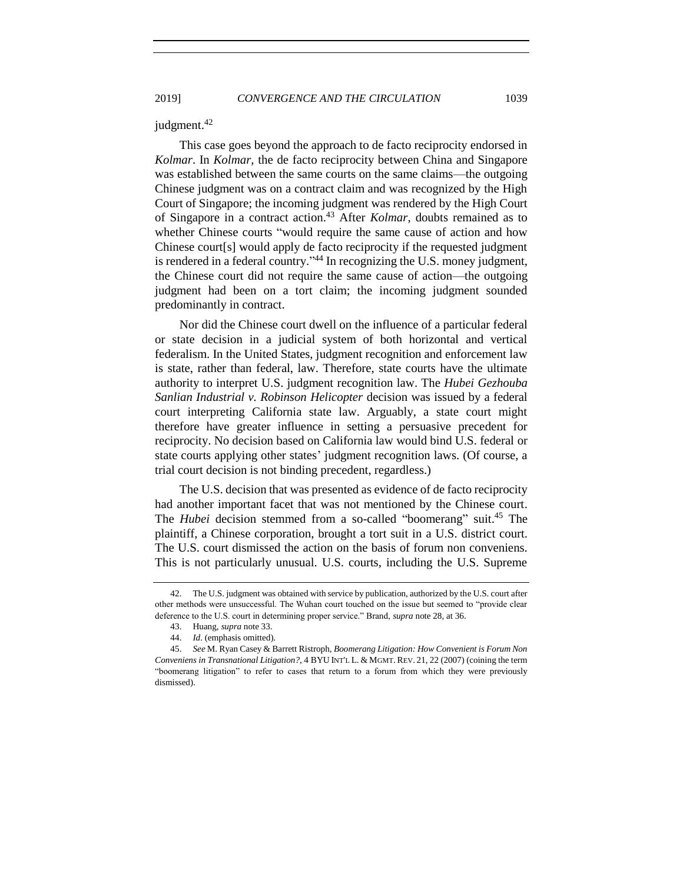judgment.[42]

This case goes beyond the approach to de facto reciprocity endorsed in *Kolmar*. In *Kolmar*, the de facto reciprocity between China and Singapore was established between the same courts on the same claims—the outgoing Chinese judgment was on a contract claim and was recognized by the High Court of Singapore; the incoming judgment was rendered by the High Court of Singapore in a contract action.[43] After *Kolmar*, doubts remained as to whether Chinese courts "would require the same cause of action and how Chinese court[s] would apply de facto reciprocity if the requested judgment is rendered in a federal country."[44] In recognizing the U.S. money judgment, the Chinese court did not require the same cause of action—the outgoing judgment had been on a tort claim; the incoming judgment sounded predominantly in contract.

Nor did the Chinese court dwell on the influence of a particular federal or state decision in a judicial system of both horizontal and vertical federalism. In the United States, judgment recognition and enforcement law is state, rather than federal, law. Therefore, state courts have the ultimate authority to interpret U.S. judgment recognition law. The *Hubei Gezhouba Sanlian Industrial v. Robinson Helicopter* decision was issued by a federal court interpreting California state law. Arguably, a state court might therefore have greater influence in setting a persuasive precedent for reciprocity. No decision based on California law would bind U.S. federal or state courts applying other states' judgment recognition laws. (Of course, a trial court decision is not binding precedent, regardless.)

The U.S. decision that was presented as evidence of de facto reciprocity had another important facet that was not mentioned by the Chinese court. The *Hubei* decision stemmed from a so-called "boomerang" suit.[45] The plaintiff, a Chinese corporation, brought a tort suit in a U.S. district court. The U.S. court dismissed the action on the basis of forum non conveniens. This is not particularly unusual. U.S. courts, including the U.S. Supreme

---

42. The U.S. judgment was obtained with service by publication, authorized by the U.S. court after other methods were unsuccessful. The Wuhan court touched on the issue but seemed to "provide clear deference to the U.S. court in determining proper service." Brand, *supra* note 28, at 36.

43. Huang, *supra* note 33.

44. *Id*. (emphasis omitted).

45. *See* M. Ryan Casey & Barrett Ristroph, *Boomerang Litigation: How Convenient is Forum Non Conveniens in Transnational Litigation?*, 4 BYU INT'L L. & MGMT. REV. 21, 22 (2007) (coining the term "boomerang litigation" to refer to cases that return to a forum from which they were previously dismissed).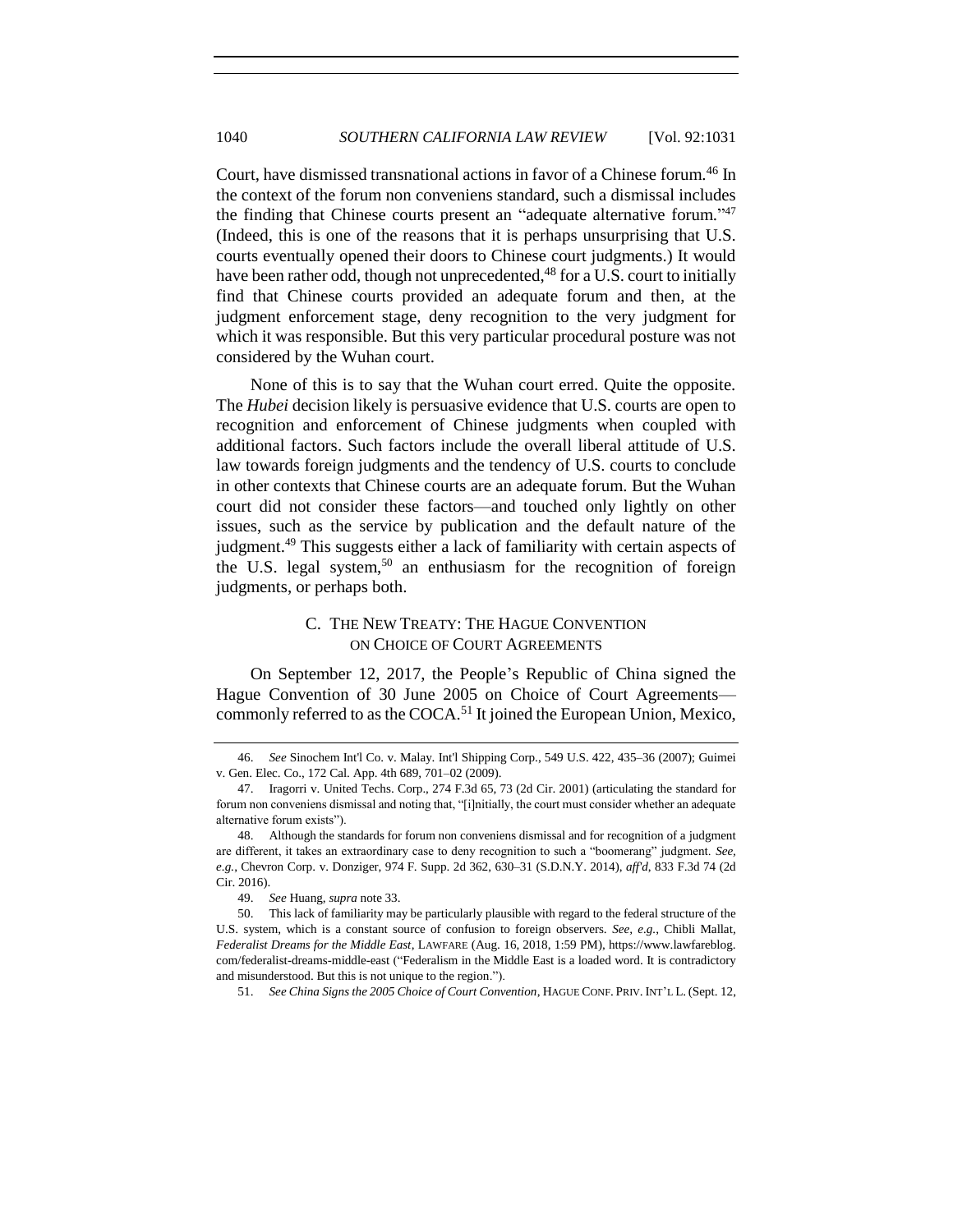Court, have dismissed transnational actions in favor of a Chinese forum.[46] In the context of the forum non conveniens standard, such a dismissal includes the finding that Chinese courts present an "adequate alternative forum."[47] (Indeed, this is one of the reasons that it is perhaps unsurprising that U.S. courts eventually opened their doors to Chinese court judgments.) It would have been rather odd, though not unprecedented,[48] for a U.S. court to initially find that Chinese courts provided an adequate forum and then, at the judgment enforcement stage, deny recognition to the very judgment for which it was responsible. But this very particular procedural posture was not considered by the Wuhan court.

None of this is to say that the Wuhan court erred. Quite the opposite. The *Hubei* decision likely is persuasive evidence that U.S. courts are open to recognition and enforcement of Chinese judgments when coupled with additional factors. Such factors include the overall liberal attitude of U.S. law towards foreign judgments and the tendency of U.S. courts to conclude in other contexts that Chinese courts are an adequate forum. But the Wuhan court did not consider these factors—and touched only lightly on other issues, such as the service by publication and the default nature of the judgment.[49] This suggests either a lack of familiarity with certain aspects of the U.S. legal system,[50] an enthusiasm for the recognition of foreign judgments, or perhaps both.

### C. THE NEW TREATY: THE HAGUE CONVENTION ON CHOICE OF COURT AGREEMENTS

On September 12, 2017, the People's Republic of China signed the Hague Convention of 30 June 2005 on Choice of Court Agreements—commonly referred to as the COCA.[51] It joined the European Union, Mexico,

---

46. *See* Sinochem Int'l Co. v. Malay. Int'l Shipping Corp., 549 U.S. 422, 435–36 (2007); Guimei v. Gen. Elec. Co., 172 Cal. App. 4th 689, 701–02 (2009).

47. Iragorri v. United Techs. Corp., 274 F.3d 65, 73 (2d Cir. 2001) (articulating the standard for forum non conveniens dismissal and noting that, "[i]nitially, the court must consider whether an adequate alternative forum exists").

48. Although the standards for forum non conveniens dismissal and for recognition of a judgment are different, it takes an extraordinary case to deny recognition to such a "boomerang" judgment. *See, e.g.*, Chevron Corp. v. Donziger, 974 F. Supp. 2d 362, 630–31 (S.D.N.Y. 2014), *aff'd*, 833 F.3d 74 (2d Cir. 2016).

49. *See* Huang, *supra* note 33.

50. This lack of familiarity may be particularly plausible with regard to the federal structure of the U.S. system, which is a constant source of confusion to foreign observers. *See, e.g.*, Chibli Mallat, *Federalist Dreams for the Middle East*, LAWFARE (Aug. 16, 2018, 1:59 PM), https://www.lawfareblog.com/federalist-dreams-middle-east ("Federalism in the Middle East is a loaded word. It is contradictory and misunderstood. But this is not unique to the region.").

51. *See China Signs the 2005 Choice of Court Convention*, HAGUE CONF. PRIV. INT'L L. (Sept. 12,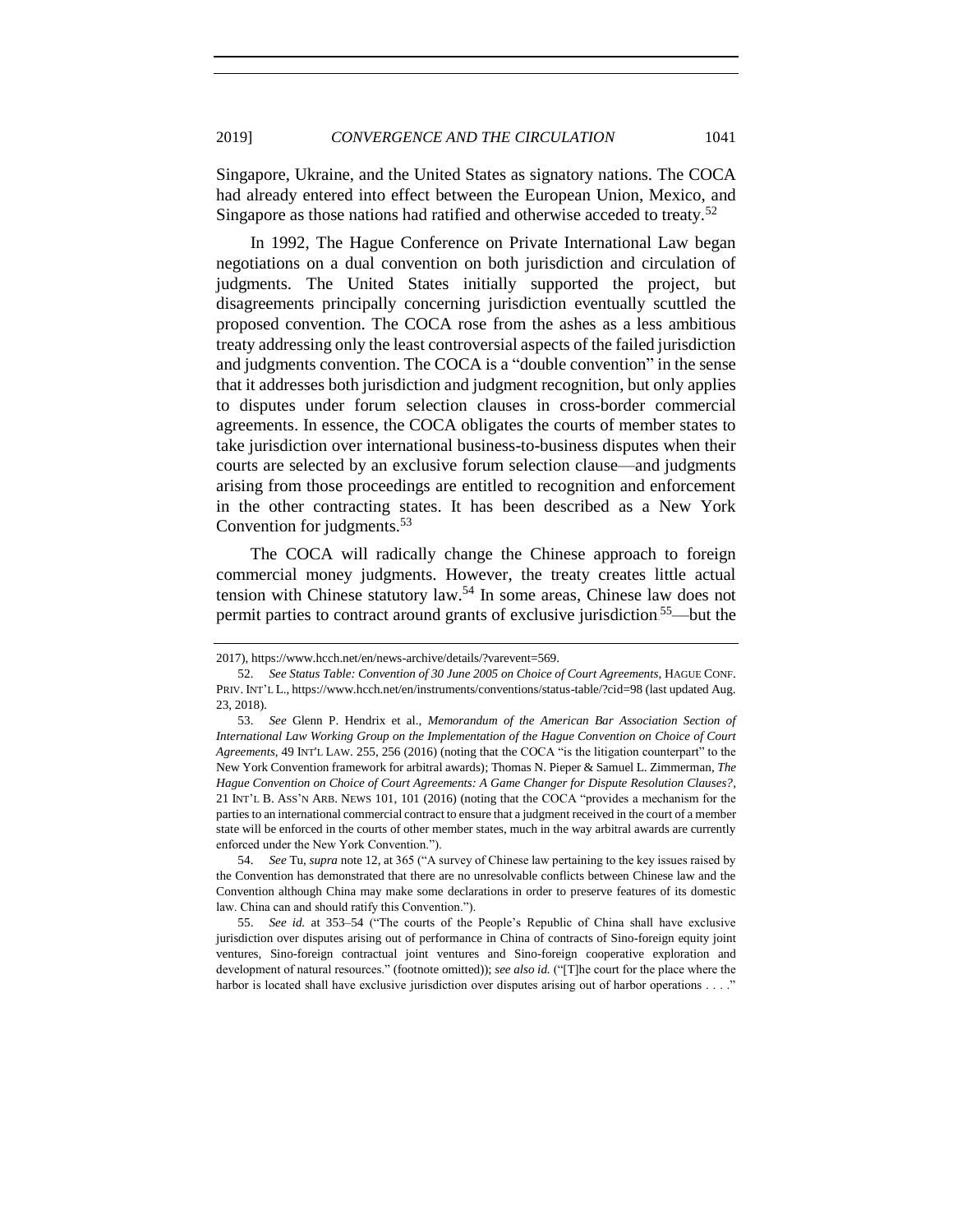Singapore, Ukraine, and the United States as signatory nations. The COCA had already entered into effect between the European Union, Mexico, and Singapore as those nations had ratified and otherwise acceded to treaty.[52]

In 1992, The Hague Conference on Private International Law began negotiations on a dual convention on both jurisdiction and circulation of judgments. The United States initially supported the project, but disagreements principally concerning jurisdiction eventually scuttled the proposed convention. The COCA rose from the ashes as a less ambitious treaty addressing only the least controversial aspects of the failed jurisdiction and judgments convention. The COCA is a "double convention" in the sense that it addresses both jurisdiction and judgment recognition, but only applies to disputes under forum selection clauses in cross-border commercial agreements. In essence, the COCA obligates the courts of member states to take jurisdiction over international business-to-business disputes when their courts are selected by an exclusive forum selection clause—and judgments arising from those proceedings are entitled to recognition and enforcement in the other contracting states. It has been described as a New York Convention for judgments.[53]

The COCA will radically change the Chinese approach to foreign commercial money judgments. However, the treaty creates little actual tension with Chinese statutory law.[54] In some areas, Chinese law does not permit parties to contract around grants of exclusive jurisdiction[55]—but the

---

2017), https://www.hcch.net/en/news-archive/details/?varevent=569.

52. *See Status Table: Convention of 30 June 2005 on Choice of Court Agreements*, HAGUE CONF. PRIV. INT'L L., https://www.hcch.net/en/instruments/conventions/status-table/?cid=98 (last updated Aug. 23, 2018).

53. *See* Glenn P. Hendrix et al., *Memorandum of the American Bar Association Section of International Law Working Group on the Implementation of the Hague Convention on Choice of Court Agreements*, 49 INT'L LAW. 255, 256 (2016) (noting that the COCA "is the litigation counterpart" to the New York Convention framework for arbitral awards); Thomas N. Pieper & Samuel L. Zimmerman, *The Hague Convention on Choice of Court Agreements: A Game Changer for Dispute Resolution Clauses?*, 21 INT'L B. ASS'N ARB. NEWS 101, 101 (2016) (noting that the COCA "provides a mechanism for the parties to an international commercial contract to ensure that a judgment received in the court of a member state will be enforced in the courts of other member states, much in the way arbitral awards are currently enforced under the New York Convention.").

54. *See* Tu, *supra* note 12, at 365 ("A survey of Chinese law pertaining to the key issues raised by the Convention has demonstrated that there are no unresolvable conflicts between Chinese law and the Convention although China may make some declarations in order to preserve features of its domestic law. China can and should ratify this Convention.").

55. *See id.* at 353–54 ("The courts of the People's Republic of China shall have exclusive jurisdiction over disputes arising out of performance in China of contracts of Sino-foreign equity joint ventures, Sino-foreign contractual joint ventures and Sino-foreign cooperative exploration and development of natural resources." (footnote omitted)); *see also id.* ("[T]he court for the place where the harbor is located shall have exclusive jurisdiction over disputes arising out of harbor operations . . . ."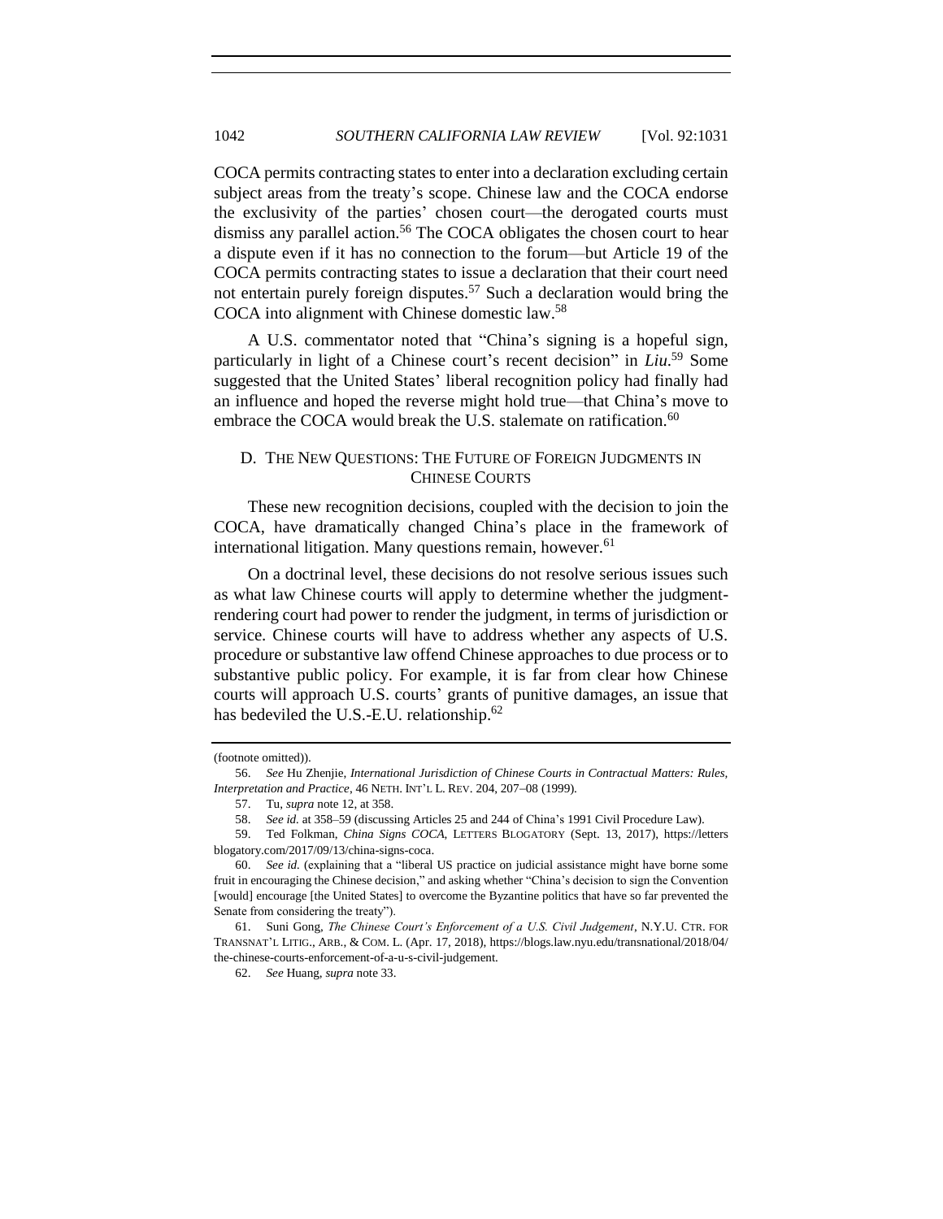COCA permits contracting states to enter into a declaration excluding certain subject areas from the treaty's scope. Chinese law and the COCA endorse the exclusivity of the parties' chosen court—the derogated courts must dismiss any parallel action.[56] The COCA obligates the chosen court to hear a dispute even if it has no connection to the forum—but Article 19 of the COCA permits contracting states to issue a declaration that their court need not entertain purely foreign disputes.[57] Such a declaration would bring the COCA into alignment with Chinese domestic law.[58]

A U.S. commentator noted that "China's signing is a hopeful sign, particularly in light of a Chinese court's recent decision" in *Liu*.[59] Some suggested that the United States' liberal recognition policy had finally had an influence and hoped the reverse might hold true—that China's move to embrace the COCA would break the U.S. stalemate on ratification.[60]

### D. THE NEW QUESTIONS: THE FUTURE OF FOREIGN JUDGMENTS IN CHINESE COURTS

These new recognition decisions, coupled with the decision to join the COCA, have dramatically changed China's place in the framework of international litigation. Many questions remain, however.[61]

On a doctrinal level, these decisions do not resolve serious issues such as what law Chinese courts will apply to determine whether the judgment-rendering court had power to render the judgment, in terms of jurisdiction or service. Chinese courts will have to address whether any aspects of U.S. procedure or substantive law offend Chinese approaches to due process or to substantive public policy. For example, it is far from clear how Chinese courts will approach U.S. courts' grants of punitive damages, an issue that has bedeviled the U.S.-E.U. relationship.[62]

---

(footnote omitted)).

56. *See* Hu Zhenjie, *International Jurisdiction of Chinese Courts in Contractual Matters: Rules, Interpretation and Practice*, 46 NETH. INT'L L. REV. 204, 207–08 (1999).

57. Tu, *supra* note 12, at 358.

58. *See id.* at 358–59 (discussing Articles 25 and 244 of China's 1991 Civil Procedure Law).

59. Ted Folkman, *China Signs COCA*, LETTERS BLOGATORY (Sept. 13, 2017), https://lettersblogatory.com/2017/09/13/china-signs-coca.

60. *See id.* (explaining that a "liberal US practice on judicial assistance might have borne some fruit in encouraging the Chinese decision," and asking whether "China's decision to sign the Convention [would] encourage [the United States] to overcome the Byzantine politics that have so far prevented the Senate from considering the treaty").

61. Suni Gong, *The Chinese Court's Enforcement of a U.S. Civil Judgement*, N.Y.U. CTR. FOR TRANSNAT'L LITIG., ARB., & COM. L. (Apr. 17, 2018), https://blogs.law.nyu.edu/transnational/2018/04/the-chinese-courts-enforcement-of-a-u-s-civil-judgement.

62. *See* Huang, *supra* note 33.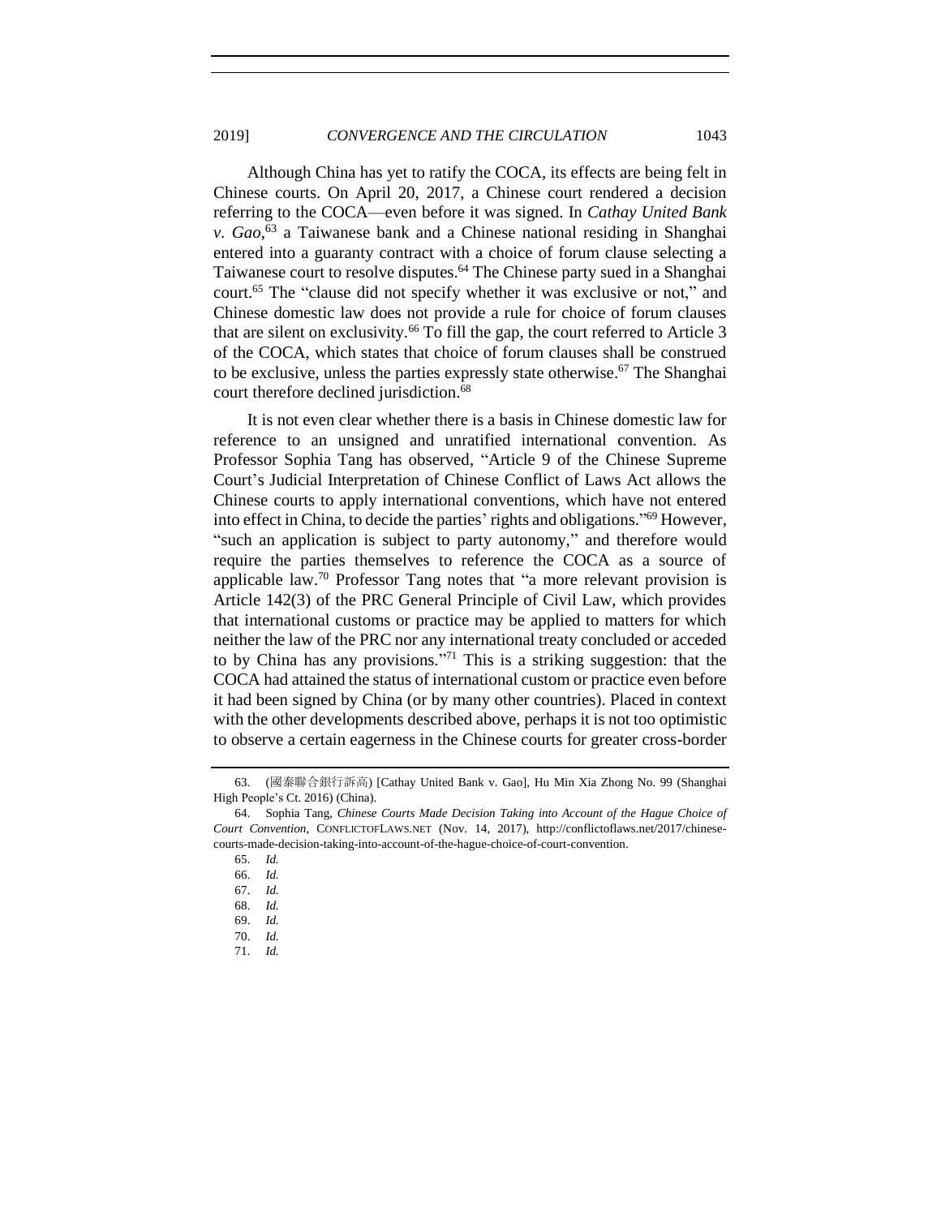Although China has yet to ratify the COCA, its effects are being felt in Chinese courts. On April 20, 2017, a Chinese court rendered a decision referring to the COCA—even before it was signed. In *Cathay United Bank v. Gao*,[63] a Taiwanese bank and a Chinese national residing in Shanghai entered into a guaranty contract with a choice of forum clause selecting a Taiwanese court to resolve disputes.[64] The Chinese party sued in a Shanghai court.[65] The "clause did not specify whether it was exclusive or not," and Chinese domestic law does not provide a rule for choice of forum clauses that are silent on exclusivity.[66] To fill the gap, the court referred to Article 3 of the COCA, which states that choice of forum clauses shall be construed to be exclusive, unless the parties expressly state otherwise.[67] The Shanghai court therefore declined jurisdiction.[68]

It is not even clear whether there is a basis in Chinese domestic law for reference to an unsigned and unratified international convention. As Professor Sophia Tang has observed, "Article 9 of the Chinese Supreme Court's Judicial Interpretation of Chinese Conflict of Laws Act allows the Chinese courts to apply international conventions, which have not entered into effect in China, to decide the parties' rights and obligations."[69] However, "such an application is subject to party autonomy," and therefore would require the parties themselves to reference the COCA as a source of applicable law.[70] Professor Tang notes that "a more relevant provision is Article 142(3) of the PRC General Principle of Civil Law, which provides that international customs or practice may be applied to matters for which neither the law of the PRC nor any international treaty concluded or acceded to by China has any provisions."[71] This is a striking suggestion: that the COCA had attained the status of international custom or practice even before it had been signed by China (or by many other countries). Placed in context with the other developments described above, perhaps it is not too optimistic to observe a certain eagerness in the Chinese courts for greater cross-border

---

63. (國泰聯合銀行訴高) [Cathay United Bank v. Gao], Hu Min Xia Zhong No. 99 (Shanghai High People's Ct. 2016) (China).

64. Sophia Tang, *Chinese Courts Made Decision Taking into Account of the Hague Choice of Court Convention*, CONFLICTOFLAWS.NET (Nov. 14, 2017), http://conflictoflaws.net/2017/chinese-courts-made-decision-taking-into-account-of-the-hague-choice-of-court-convention.

65. *Id.*

66. *Id.*

67. *Id.*

68. *Id.*

69. *Id.*

70. *Id.*

71. *Id.*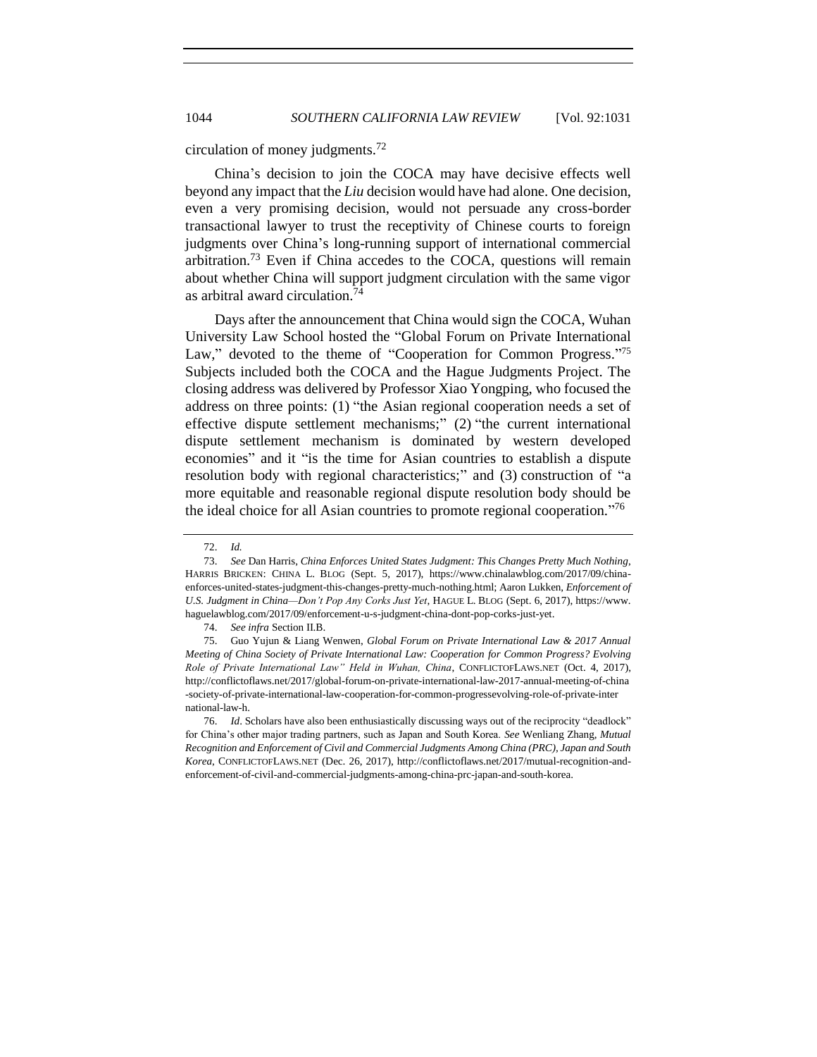circulation of money judgments.[72]

China's decision to join the COCA may have decisive effects well beyond any impact that the *Liu* decision would have had alone. One decision, even a very promising decision, would not persuade any cross-border transactional lawyer to trust the receptivity of Chinese courts to foreign judgments over China's long-running support of international commercial arbitration.[73] Even if China accedes to the COCA, questions will remain about whether China will support judgment circulation with the same vigor as arbitral award circulation.[74]

Days after the announcement that China would sign the COCA, Wuhan University Law School hosted the "Global Forum on Private International Law," devoted to the theme of "Cooperation for Common Progress."[75] Subjects included both the COCA and the Hague Judgments Project. The closing address was delivered by Professor Xiao Yongping, who focused the address on three points: (1) "the Asian regional cooperation needs a set of effective dispute settlement mechanisms;" (2) "the current international dispute settlement mechanism is dominated by western developed economies" and it "is the time for Asian countries to establish a dispute resolution body with regional characteristics;" and (3) construction of "a more equitable and reasonable regional dispute resolution body should be the ideal choice for all Asian countries to promote regional cooperation."[76]

---

72. *Id.*

73. *See* Dan Harris, *China Enforces United States Judgment: This Changes Pretty Much Nothing*, HARRIS BRICKEN: CHINA L. BLOG (Sept. 5, 2017), https://www.chinalawblog.com/2017/09/china-enforces-united-states-judgment-this-changes-pretty-much-nothing.html; Aaron Lukken, *Enforcement of U.S. Judgment in China—Don't Pop Any Corks Just Yet*, HAGUE L. BLOG (Sept. 6, 2017), https://www.haguelawblog.com/2017/09/enforcement-u-s-judgment-china-dont-pop-corks-just-yet.

74. *See infra* Section II.B.

75. Guo Yujun & Liang Wenwen, *Global Forum on Private International Law & 2017 Annual Meeting of China Society of Private International Law: Cooperation for Common Progress? Evolving Role of Private International Law" Held in Wuhan, China*, CONFLICTOFLAWS.NET (Oct. 4, 2017), http://conflictoflaws.net/2017/global-forum-on-private-international-law-2017-annual-meeting-of-china-society-of-private-international-law-cooperation-for-common-progressevolving-role-of-private-international-law-h.

76. *Id*. Scholars have also been enthusiastically discussing ways out of the reciprocity "deadlock" for China's other major trading partners, such as Japan and South Korea. *See* Wenliang Zhang, *Mutual Recognition and Enforcement of Civil and Commercial Judgments Among China (PRC), Japan and South Korea*, CONFLICTOFLAWS.NET (Dec. 26, 2017), http://conflictoflaws.net/2017/mutual-recognition-and-enforcement-of-civil-and-commercial-judgments-among-china-prc-japan-and-south-korea.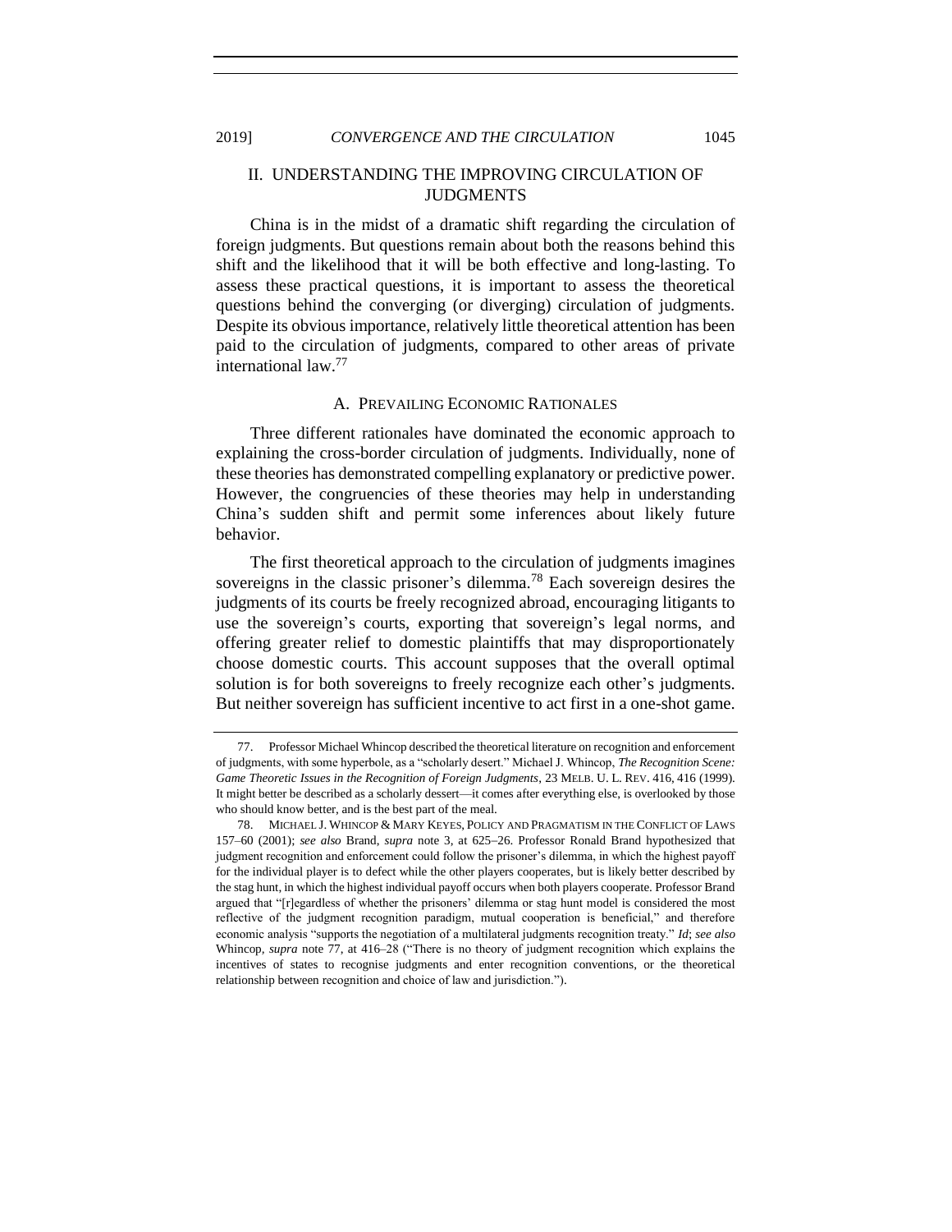## II. UNDERSTANDING THE IMPROVING CIRCULATION OF JUDGMENTS

China is in the midst of a dramatic shift regarding the circulation of foreign judgments. But questions remain about both the reasons behind this shift and the likelihood that it will be both effective and long-lasting. To assess these practical questions, it is important to assess the theoretical questions behind the converging (or diverging) circulation of judgments. Despite its obvious importance, relatively little theoretical attention has been paid to the circulation of judgments, compared to other areas of private international law.[77]

### A. PREVAILING ECONOMIC RATIONALES

Three different rationales have dominated the economic approach to explaining the cross-border circulation of judgments. Individually, none of these theories has demonstrated compelling explanatory or predictive power. However, the congruencies of these theories may help in understanding China's sudden shift and permit some inferences about likely future behavior.

The first theoretical approach to the circulation of judgments imagines sovereigns in the classic prisoner's dilemma.[78] Each sovereign desires the judgments of its courts be freely recognized abroad, encouraging litigants to use the sovereign's courts, exporting that sovereign's legal norms, and offering greater relief to domestic plaintiffs that may disproportionately choose domestic courts. This account supposes that the overall optimal solution is for both sovereigns to freely recognize each other's judgments. But neither sovereign has sufficient incentive to act first in a one-shot game.

---

77. Professor Michael Whincop described the theoretical literature on recognition and enforcement of judgments, with some hyperbole, as a "scholarly desert." Michael J. Whincop, *The Recognition Scene: Game Theoretic Issues in the Recognition of Foreign Judgments*, 23 MELB. U. L. REV. 416, 416 (1999). It might better be described as a scholarly dessert—it comes after everything else, is overlooked by those who should know better, and is the best part of the meal.

78. MICHAEL J. WHINCOP & MARY KEYES, POLICY AND PRAGMATISM IN THE CONFLICT OF LAWS 157–60 (2001); *see also* Brand, *supra* note 3, at 625–26. Professor Ronald Brand hypothesized that judgment recognition and enforcement could follow the prisoner's dilemma, in which the highest payoff for the individual player is to defect while the other players cooperates, but is likely better described by the stag hunt, in which the highest individual payoff occurs when both players cooperate. Professor Brand argued that "[r]egardless of whether the prisoners' dilemma or stag hunt model is considered the most reflective of the judgment recognition paradigm, mutual cooperation is beneficial," and therefore economic analysis "supports the negotiation of a multilateral judgments recognition treaty." *Id*; *see also* Whincop, *supra* note 77, at 416–28 ("There is no theory of judgment recognition which explains the incentives of states to recognise judgments and enter recognition conventions, or the theoretical relationship between recognition and choice of law and jurisdiction.").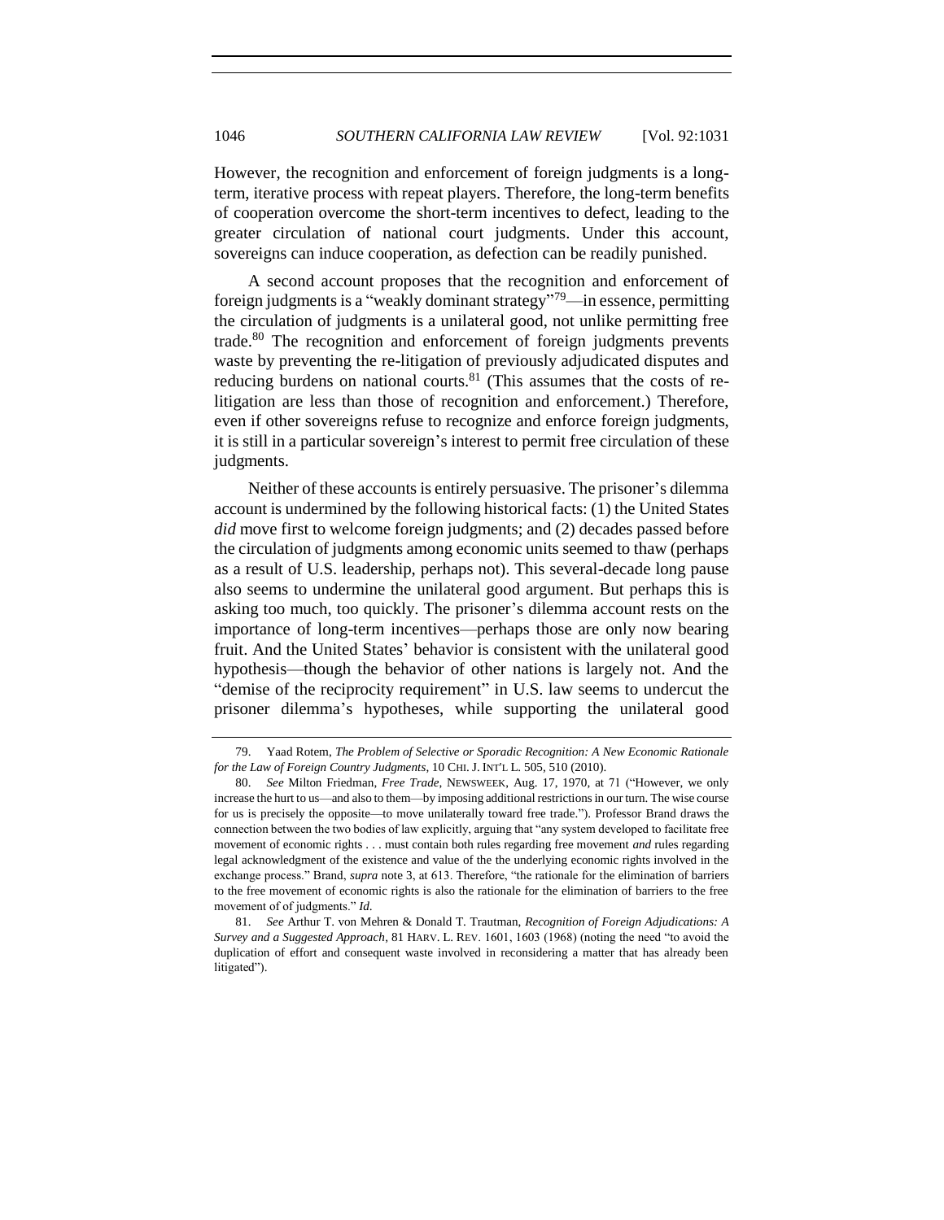However, the recognition and enforcement of foreign judgments is a long-term, iterative process with repeat players. Therefore, the long-term benefits of cooperation overcome the short-term incentives to defect, leading to the greater circulation of national court judgments. Under this account, sovereigns can induce cooperation, as defection can be readily punished.

A second account proposes that the recognition and enforcement of foreign judgments is a "weakly dominant strategy"[79]—in essence, permitting the circulation of judgments is a unilateral good, not unlike permitting free trade.[80] The recognition and enforcement of foreign judgments prevents waste by preventing the re-litigation of previously adjudicated disputes and reducing burdens on national courts.[81] (This assumes that the costs of re-litigation are less than those of recognition and enforcement.) Therefore, even if other sovereigns refuse to recognize and enforce foreign judgments, it is still in a particular sovereign's interest to permit free circulation of these judgments.

Neither of these accounts is entirely persuasive. The prisoner's dilemma account is undermined by the following historical facts: (1) the United States *did* move first to welcome foreign judgments; and (2) decades passed before the circulation of judgments among economic units seemed to thaw (perhaps as a result of U.S. leadership, perhaps not). This several-decade long pause also seems to undermine the unilateral good argument. But perhaps this is asking too much, too quickly. The prisoner's dilemma account rests on the importance of long-term incentives—perhaps those are only now bearing fruit. And the United States' behavior is consistent with the unilateral good hypothesis—though the behavior of other nations is largely not. And the "demise of the reciprocity requirement" in U.S. law seems to undercut the prisoner dilemma's hypotheses, while supporting the unilateral good

---

79. Yaad Rotem, *The Problem of Selective or Sporadic Recognition: A New Economic Rationale for the Law of Foreign Country Judgments*, 10 CHI. J. INT'L L. 505, 510 (2010).

80. *See* Milton Friedman, *Free Trade*, NEWSWEEK, Aug. 17, 1970, at 71 ("However, we only increase the hurt to us—and also to them—by imposing additional restrictions in our turn. The wise course for us is precisely the opposite—to move unilaterally toward free trade."). Professor Brand draws the connection between the two bodies of law explicitly, arguing that "any system developed to facilitate free movement of economic rights . . . must contain both rules regarding free movement *and* rules regarding legal acknowledgment of the existence and value of the the the underlying economic rights involved in the exchange process." Brand, *supra* note 3, at 613. Therefore, "the rationale for the elimination of barriers to the free movement of economic rights is also the rationale for the elimination of barriers to the free movement of of judgments." *Id.*

81. *See* Arthur T. von Mehren & Donald T. Trautman, *Recognition of Foreign Adjudications: A Survey and a Suggested Approach*, 81 HARV. L. REV. 1601, 1603 (1968) (noting the need "to avoid the duplication of effort and consequent waste involved in reconsidering a matter that has already been litigated").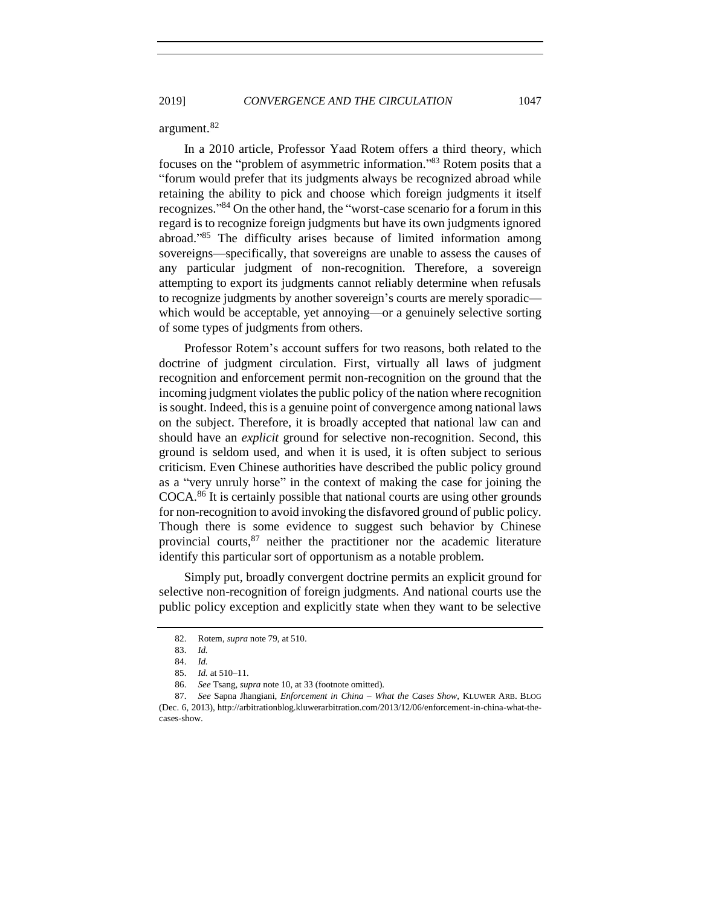argument.[82]

In a 2010 article, Professor Yaad Rotem offers a third theory, which focuses on the "problem of asymmetric information."[83] Rotem posits that a "forum would prefer that its judgments always be recognized abroad while retaining the ability to pick and choose which foreign judgments it itself recognizes."[84] On the other hand, the "worst-case scenario for a forum in this regard is to recognize foreign judgments but have its own judgments ignored abroad."[85] The difficulty arises because of limited information among sovereigns—specifically, that sovereigns are unable to assess the causes of any particular judgment of non-recognition. Therefore, a sovereign attempting to export its judgments cannot reliably determine when refusals to recognize judgments by another sovereign's courts are merely sporadic—which would be acceptable, yet annoying—or a genuinely selective sorting of some types of judgments from others.

Professor Rotem's account suffers for two reasons, both related to the doctrine of judgment circulation. First, virtually all laws of judgment recognition and enforcement permit non-recognition on the ground that the incoming judgment violates the public policy of the nation where recognition is sought. Indeed, this is a genuine point of convergence among national laws on the subject. Therefore, it is broadly accepted that national law can and should have an *explicit* ground for selective non-recognition. Second, this ground is seldom used, and when it is used, it is often subject to serious criticism. Even Chinese authorities have described the public policy ground as a "very unruly horse" in the context of making the case for joining the COCA.[86] It is certainly possible that national courts are using other grounds for non-recognition to avoid invoking the disfavored ground of public policy. Though there is some evidence to suggest such behavior by Chinese provincial courts,[87] neither the practitioner nor the academic literature identify this particular sort of opportunism as a notable problem.

Simply put, broadly convergent doctrine permits an explicit ground for selective non-recognition of foreign judgments. And national courts use the public policy exception and explicitly state when they want to be selective

---

82. Rotem, *supra* note 79, at 510.

83. *Id.*

84. *Id.*

85. *Id.* at 510–11.

86. *See* Tsang, *supra* note 10, at 33 (footnote omitted).

87. *See* Sapna Jhangiani, *Enforcement in China – What the Cases Show*, KLUWER ARB. BLOG (Dec. 6, 2013), http://arbitrationblog.kluwerarbitration.com/2013/12/06/enforcement-in-china-what-the-cases-show.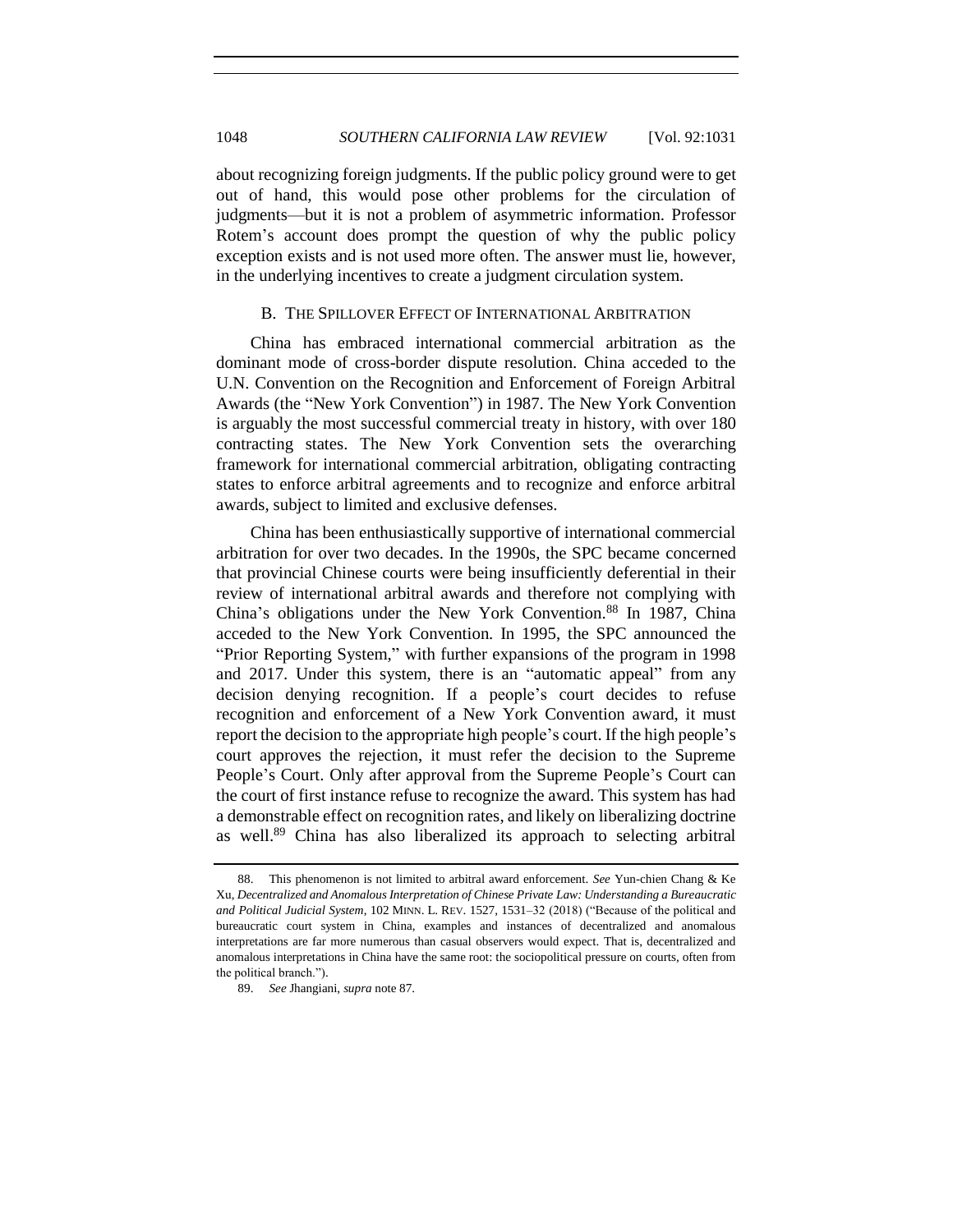about recognizing foreign judgments. If the public policy ground were to get out of hand, this would pose other problems for the circulation of judgments—but it is not a problem of asymmetric information. Professor Rotem's account does prompt the question of why the public policy exception exists and is not used more often. The answer must lie, however, in the underlying incentives to create a judgment circulation system.

### B. THE SPILLOVER EFFECT OF INTERNATIONAL ARBITRATION

China has embraced international commercial arbitration as the dominant mode of cross-border dispute resolution. China acceded to the U.N. Convention on the Recognition and Enforcement of Foreign Arbitral Awards (the "New York Convention") in 1987. The New York Convention is arguably the most successful commercial treaty in history, with over 180 contracting states. The New York Convention sets the overarching framework for international commercial arbitration, obligating contracting states to enforce arbitral agreements and to recognize and enforce arbitral awards, subject to limited and exclusive defenses.

China has been enthusiastically supportive of international commercial arbitration for over two decades. In the 1990s, the SPC became concerned that provincial Chinese courts were being insufficiently deferential in their review of international arbitral awards and therefore not complying with China's obligations under the New York Convention.[88] In 1987, China acceded to the New York Convention. In 1995, the SPC announced the "Prior Reporting System," with further expansions of the program in 1998 and 2017. Under this system, there is an "automatic appeal" from any decision denying recognition. If a people's court decides to refuse recognition and enforcement of a New York Convention award, it must report the decision to the appropriate high people's court. If the high people's court approves the rejection, it must refer the decision to the Supreme People's Court. Only after approval from the Supreme People's Court can the court of first instance refuse to recognize the award. This system has had a demonstrable effect on recognition rates, and likely on liberalizing doctrine as well.[89] China has also liberalized its approach to selecting arbitral

---

88. This phenomenon is not limited to arbitral award enforcement. *See* Yun-chien Chang & Ke Xu, *Decentralized and Anomalous Interpretation of Chinese Private Law: Understanding a Bureaucratic and Political Judicial System*, 102 MINN. L. REV. 1527, 1531–32 (2018) ("Because of the political and bureaucratic court system in China, examples and instances of decentralized and anomalous interpretations are far more numerous than casual observers would expect. That is, decentralized and anomalous interpretations in China have the same root: the sociopolitical pressure on courts, often from the political branch.").

89. *See* Jhangiani, *supra* note 87.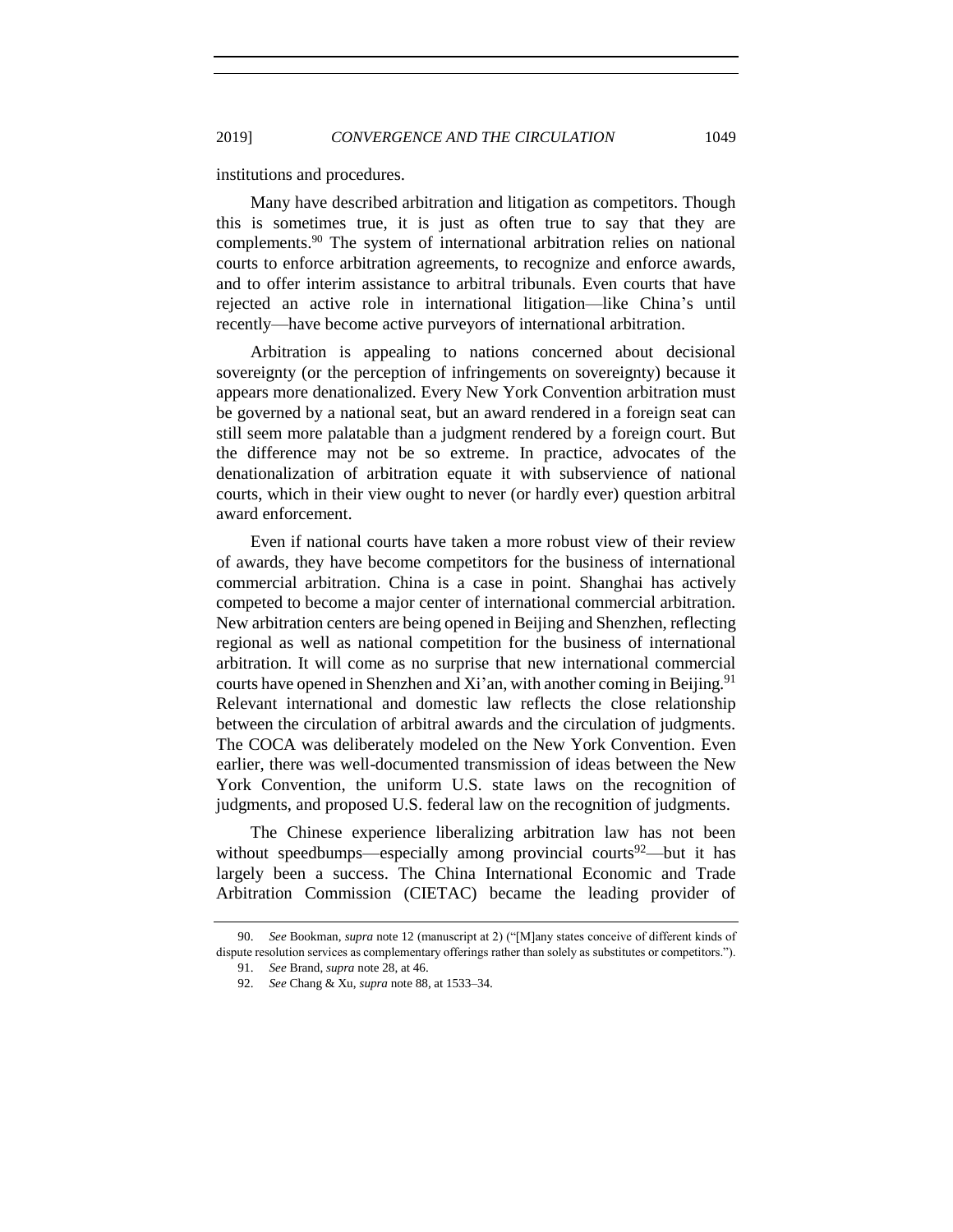institutions and procedures.

Many have described arbitration and litigation as competitors. Though this is sometimes true, it is just as often true to say that they are complements.[90] The system of international arbitration relies on national courts to enforce arbitration agreements, to recognize and enforce awards, and to offer interim assistance to arbitral tribunals. Even courts that have rejected an active role in international litigation—like China's until recently—have become active purveyors of international arbitration.

Arbitration is appealing to nations concerned about decisional sovereignty (or the perception of infringements on sovereignty) because it appears more denationalized. Every New York Convention arbitration must be governed by a national seat, but an award rendered in a foreign seat can still seem more palatable than a judgment rendered by a foreign court. But the difference may not be so extreme. In practice, advocates of the denationalization of arbitration equate it with subservience of national courts, which in their view ought to never (or hardly ever) question arbitral award enforcement.

Even if national courts have taken a more robust view of their review of awards, they have become competitors for the business of international commercial arbitration. China is a case in point. Shanghai has actively competed to become a major center of international commercial arbitration. New arbitration centers are being opened in Beijing and Shenzhen, reflecting regional as well as national competition for the business of international arbitration. It will come as no surprise that new international commercial courts have opened in Shenzhen and Xi'an, with another coming in Beijing.[91] Relevant international and domestic law reflects the close relationship between the circulation of arbitral awards and the circulation of judgments. The COCA was deliberately modeled on the New York Convention. Even earlier, there was well-documented transmission of ideas between the New York Convention, the uniform U.S. state laws on the recognition of judgments, and proposed U.S. federal law on the recognition of judgments.

The Chinese experience liberalizing arbitration law has not been without speedbumps—especially among provincial courts[92]—but it has largely been a success. The China International Economic and Trade Arbitration Commission (CIETAC) became the leading provider of

90. *See* Bookman, *supra* note 12 (manuscript at 2) ("[M]any states conceive of different kinds of dispute resolution services as complementary offerings rather than solely as substitutes or competitors.").

91. *See* Brand, *supra* note 28, at 46.

92. *See* Chang & Xu, *supra* note 88, at 1533–34.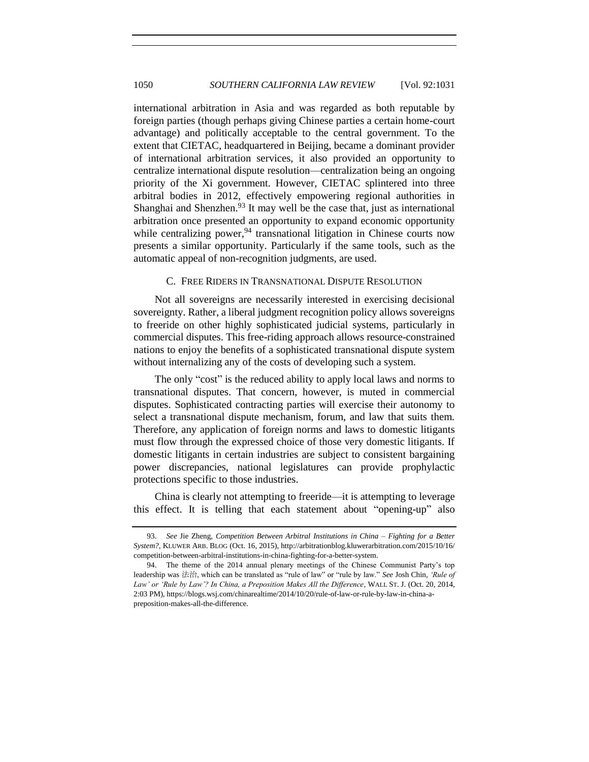international arbitration in Asia and was regarded as both reputable by foreign parties (though perhaps giving Chinese parties a certain home-court advantage) and politically acceptable to the central government. To the extent that CIETAC, headquartered in Beijing, became a dominant provider of international arbitration services, it also provided an opportunity to centralize international dispute resolution—centralization being an ongoing priority of the Xi government. However, CIETAC splintered into three arbitral bodies in 2012, effectively empowering regional authorities in Shanghai and Shenzhen.[93] It may well be the case that, just as international arbitration once presented an opportunity to expand economic opportunity while centralizing power,[94] transnational litigation in Chinese courts now presents a similar opportunity. Particularly if the same tools, such as the automatic appeal of non-recognition judgments, are used.

### C. Free Riders in Transnational Dispute Resolution

Not all sovereigns are necessarily interested in exercising decisional sovereignty. Rather, a liberal judgment recognition policy allows sovereigns to freeride on other highly sophisticated judicial systems, particularly in commercial disputes. This free-riding approach allows resource-constrained nations to enjoy the benefits of a sophisticated transnational dispute system without internalizing any of the costs of developing such a system.

The only "cost" is the reduced ability to apply local laws and norms to transnational disputes. That concern, however, is muted in commercial disputes. Sophisticated contracting parties will exercise their autonomy to select a transnational dispute mechanism, forum, and law that suits them. Therefore, any application of foreign norms and laws to domestic litigants must flow through the expressed choice of those very domestic litigants. If domestic litigants in certain industries are subject to consistent bargaining power discrepancies, national legislatures can provide prophylactic protections specific to those industries.

China is clearly not attempting to freeride—it is attempting to leverage this effect. It is telling that each statement about "opening-up" also

---

93. *See* Jie Zheng, *Competition Between Arbitral Institutions in China – Fighting for a Better System?*, Kluwer Arb. Blog (Oct. 16, 2015), http://arbitrationblog.kluwerarbitration.com/2015/10/16/competition-between-arbitral-institutions-in-china-fighting-for-a-better-system.

94. The theme of the 2014 annual plenary meetings of the Chinese Communist Party's top leadership was 法治, which can be translated as "rule of law" or "rule by law." *See* Josh Chin, *'Rule of Law' or 'Rule by Law'? In China, a Preposition Makes All the Difference*, Wall St. J. (Oct. 20, 2014, 2:03 PM), https://blogs.wsj.com/chinarealtime/2014/10/20/rule-of-law-or-rule-by-law-in-china-a-preposition-makes-all-the-difference.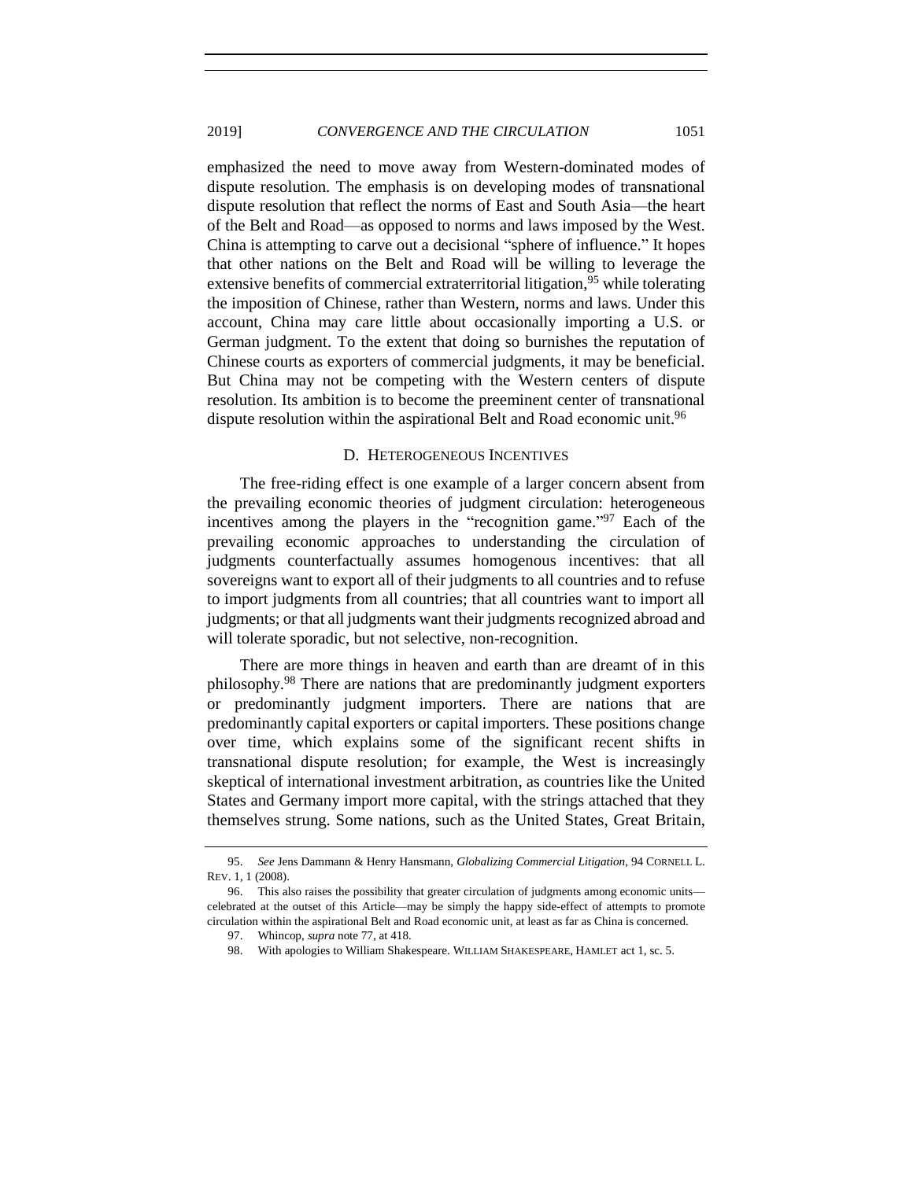emphasized the need to move away from Western-dominated modes of dispute resolution. The emphasis is on developing modes of transnational dispute resolution that reflect the norms of East and South Asia—the heart of the Belt and Road—as opposed to norms and laws imposed by the West. China is attempting to carve out a decisional "sphere of influence." It hopes that other nations on the Belt and Road will be willing to leverage the extensive benefits of commercial extraterritorial litigation,[95] while tolerating the imposition of Chinese, rather than Western, norms and laws. Under this account, China may care little about occasionally importing a U.S. or German judgment. To the extent that doing so burnishes the reputation of Chinese courts as exporters of commercial judgments, it may be beneficial. But China may not be competing with the Western centers of dispute resolution. Its ambition is to become the preeminent center of transnational dispute resolution within the aspirational Belt and Road economic unit.[96]

### D. Heterogeneous Incentives

The free-riding effect is one example of a larger concern absent from the prevailing economic theories of judgment circulation: heterogeneous incentives among the players in the "recognition game."[97] Each of the prevailing economic approaches to understanding the circulation of judgments counterfactually assumes homogenous incentives: that all sovereigns want to export all of their judgments to all countries and to refuse to import judgments from all countries; that all countries want to import all judgments; or that all judgments want their judgments recognized abroad and will tolerate sporadic, but not selective, non-recognition.

There are more things in heaven and earth than are dreamt of in this philosophy.[98] There are nations that are predominantly judgment exporters or predominantly judgment importers. There are nations that are predominantly capital exporters or capital importers. These positions change over time, which explains some of the significant recent shifts in transnational dispute resolution; for example, the West is increasingly skeptical of international investment arbitration, as countries like the United States and Germany import more capital, with the strings attached that they themselves strung. Some nations, such as the United States, Great Britain,

---

95. *See* Jens Dammann & Henry Hansmann, *Globalizing Commercial Litigation*, 94 CORNELL L. REV. 1, 1 (2008).

96. This also raises the possibility that greater circulation of judgments among economic units—celebrated at the outset of this Article—may be simply the happy side-effect of attempts to promote circulation within the aspirational Belt and Road economic unit, at least as far as China is concerned.

97. Whincop, *supra* note 77, at 418.

98. With apologies to William Shakespeare. WILLIAM SHAKESPEARE, HAMLET act 1, sc. 5.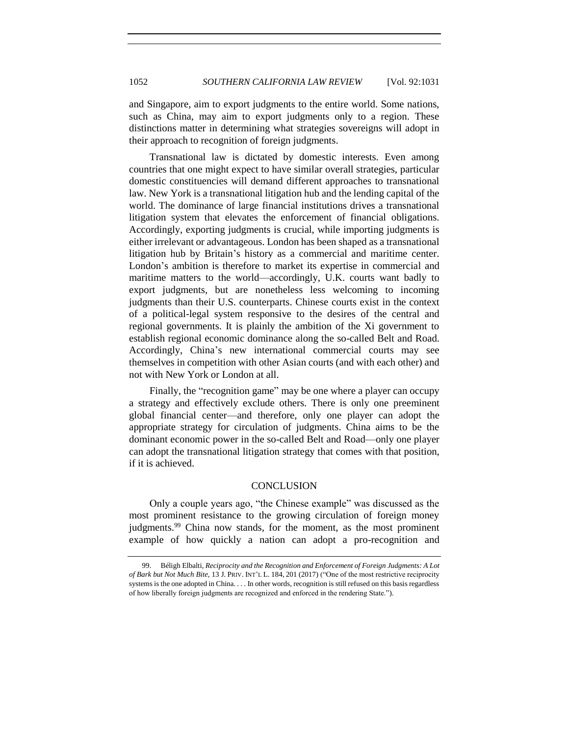and Singapore, aim to export judgments to the entire world. Some nations, such as China, may aim to export judgments only to a region. These distinctions matter in determining what strategies sovereigns will adopt in their approach to recognition of foreign judgments.

Transnational law is dictated by domestic interests. Even among countries that one might expect to have similar overall strategies, particular domestic constituencies will demand different approaches to transnational law. New York is a transnational litigation hub and the lending capital of the world. The dominance of large financial institutions drives a transnational litigation system that elevates the enforcement of financial obligations. Accordingly, exporting judgments is crucial, while importing judgments is either irrelevant or advantageous. London has been shaped as a transnational litigation hub by Britain's history as a commercial and maritime center. London's ambition is therefore to market its expertise in commercial and maritime matters to the world—accordingly, U.K. courts want badly to export judgments, but are nonetheless less welcoming to incoming judgments than their U.S. counterparts. Chinese courts exist in the context of a political-legal system responsive to the desires of the central and regional governments. It is plainly the ambition of the Xi government to establish regional economic dominance along the so-called Belt and Road. Accordingly, China's new international commercial courts may see themselves in competition with other Asian courts (and with each other) and not with New York or London at all.

Finally, the "recognition game" may be one where a player can occupy a strategy and effectively exclude others. There is only one preeminent global financial center—and therefore, only one player can adopt the appropriate strategy for circulation of judgments. China aims to be the dominant economic power in the so-called Belt and Road—only one player can adopt the transnational litigation strategy that comes with that position, if it is achieved.

## CONCLUSION

Only a couple years ago, "the Chinese example" was discussed as the most prominent resistance to the growing circulation of foreign money judgments.[99] China now stands, for the moment, as the most prominent example of how quickly a nation can adopt a pro-recognition and

99. Béligh Elbalti, *Reciprocity and the Recognition and Enforcement of Foreign Judgments: A Lot of Bark but Not Much Bite*, 13 J. PRIV. INT'L L. 184, 201 (2017) ("One of the most restrictive reciprocity systems is the one adopted in China. . . . In other words, recognition is still refused on this basis regardless of how liberally foreign judgments are recognized and enforced in the rendering State.").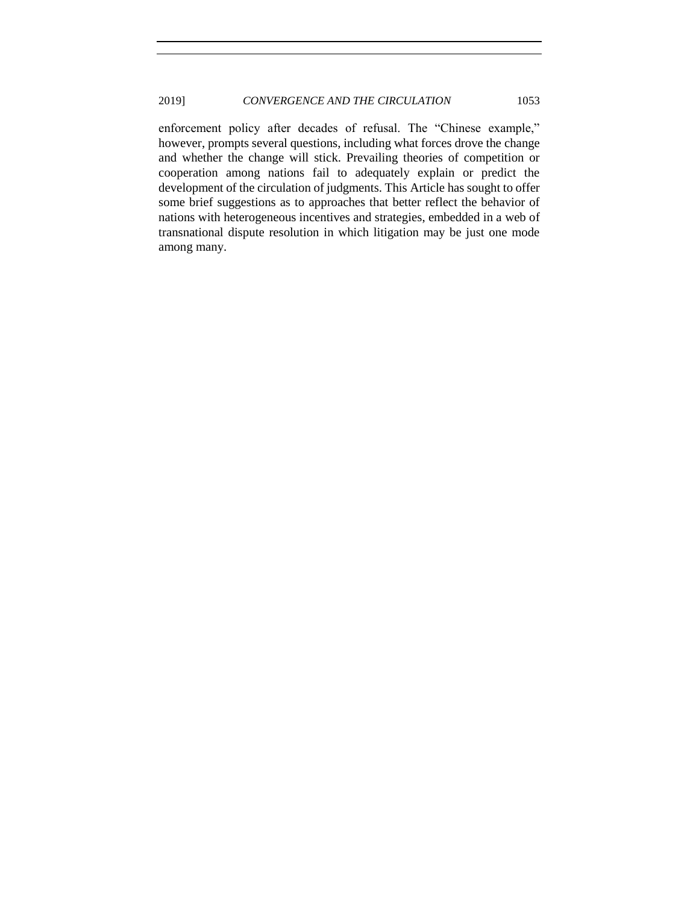enforcement policy after decades of refusal. The “Chinese example,” however, prompts several questions, including what forces drove the change and whether the change will stick. Prevailing theories of competition or cooperation among nations fail to adequately explain or predict the development of the circulation of judgments. This Article has sought to offer some brief suggestions as to approaches that better reflect the behavior of nations with heterogeneous incentives and strategies, embedded in a web of transnational dispute resolution in which litigation may be just one mode among many.